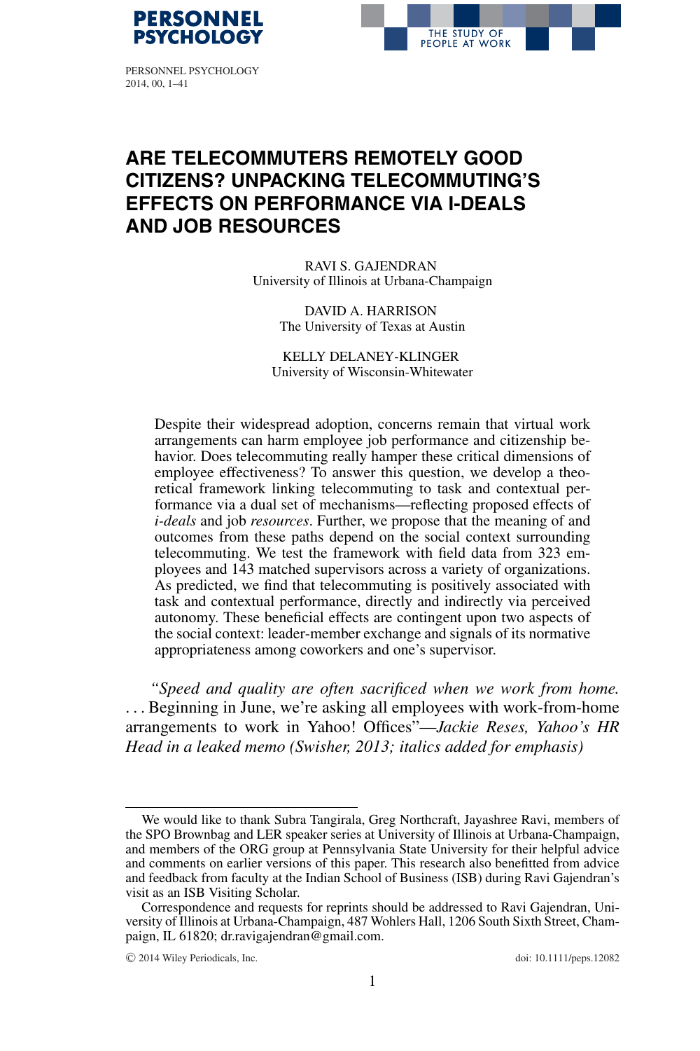# ARE TELECOMMUTERS REMOTELY GOOD CITIZENS? UNPACKING TELECOMMUTING'S EFFECTS ON PERFORMANCE VIA I-DEALS AND JOB RESOURCES

RAVI S. GAJENDRAN
University of Illinois at Urbana-Champaign

DAVID A. HARRISON
The University of Texas at Austin

KELLY DELANEY-KLINGER
University of Wisconsin-Whitewater

Despite their widespread adoption, concerns remain that virtual work arrangements can harm employee job performance and citizenship behavior. Does telecommuting really hamper these critical dimensions of employee effectiveness? To answer this question, we develop a theoretical framework linking telecommuting to task and contextual performance via a dual set of mechanisms—reflecting proposed effects of *i-deals* and job *resources*. Further, we propose that the meaning of and outcomes from these paths depend on the social context surrounding telecommuting. We test the framework with field data from 323 employees and 143 matched supervisors across a variety of organizations. As predicted, we find that telecommuting is positively associated with task and contextual performance, directly and indirectly via perceived autonomy. These beneficial effects are contingent upon two aspects of the social context: leader-member exchange and signals of its normative appropriateness among coworkers and one's supervisor.

*"Speed and quality are often sacrificed when we work from home.* ... Beginning in June, we're asking all employees with work-from-home arrangements to work in Yahoo! Offices"—*Jackie Reses, Yahoo's HR Head in a leaked memo (Swisher, 2013; italics added for emphasis)*

---

We would like to thank Subra Tangirala, Greg Northcraft, Jayashree Ravi, members of the SPO Brownbag and LER speaker series at University of Illinois at Urbana-Champaign, and members of the ORG group at Pennsylvania State University for their helpful advice and comments on earlier versions of this paper. This research also benefitted from advice and feedback from faculty at the Indian School of Business (ISB) during Ravi Gajendran's visit as an ISB Visiting Scholar.

Correspondence and requests for reprints should be addressed to Ravi Gajendran, University of Illinois at Urbana-Champaign, 487 Wohlers Hall, 1206 South Sixth Street, Champaign, IL 61820; dr.ravigajendran@gmail.com.

© 2014 Wiley Periodicals, Inc. doi: 10.1111/peps.12082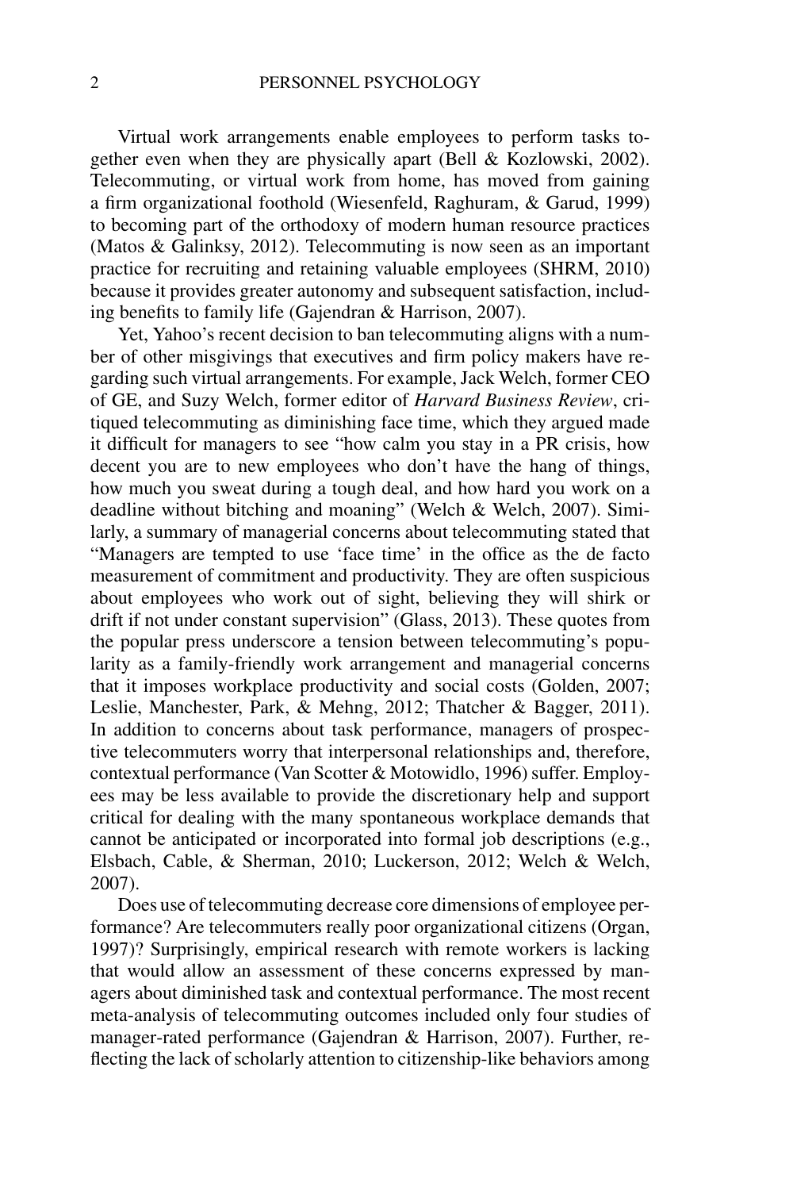Virtual work arrangements enable employees to perform tasks together even when they are physically apart (Bell & Kozlowski, 2002). Telecommuting, or virtual work from home, has moved from gaining a firm organizational foothold (Wiesenfeld, Raghuram, & Garud, 1999) to becoming part of the orthodoxy of modern human resource practices (Matos & Galinksy, 2012). Telecommuting is now seen as an important practice for recruiting and retaining valuable employees (SHRM, 2010) because it provides greater autonomy and subsequent satisfaction, including benefits to family life (Gajendran & Harrison, 2007).

Yet, Yahoo's recent decision to ban telecommuting aligns with a number of other misgivings that executives and firm policy makers have regarding such virtual arrangements. For example, Jack Welch, former CEO of GE, and Suzy Welch, former editor of *Harvard Business Review*, critiqued telecommuting as diminishing face time, which they argued made it difficult for managers to see "how calm you stay in a PR crisis, how decent you are to new employees who don't have the hang of things, how much you sweat during a tough deal, and how hard you work on a deadline without bitching and moaning" (Welch & Welch, 2007). Similarly, a summary of managerial concerns about telecommuting stated that "Managers are tempted to use 'face time' in the office as the de facto measurement of commitment and productivity. They are often suspicious about employees who work out of sight, believing they will shirk or drift if not under constant supervision" (Glass, 2013). These quotes from the popular press underscore a tension between telecommuting's popularity as a family-friendly work arrangement and managerial concerns that it imposes workplace productivity and social costs (Golden, 2007; Leslie, Manchester, Park, & Mehng, 2012; Thatcher & Bagger, 2011). In addition to concerns about task performance, managers of prospective telecommuters worry that interpersonal relationships and, therefore, contextual performance (Van Scotter & Motowidlo, 1996) suffer. Employees may be less available to provide the discretionary help and support critical for dealing with the many spontaneous workplace demands that cannot be anticipated or incorporated into formal job descriptions (e.g., Elsbach, Cable, & Sherman, 2010; Luckerson, 2012; Welch & Welch, 2007).

Does use of telecommuting decrease core dimensions of employee performance? Are telecommuters really poor organizational citizens (Organ, 1997)? Surprisingly, empirical research with remote workers is lacking that would allow an assessment of these concerns expressed by managers about diminished task and contextual performance. The most recent meta-analysis of telecommuting outcomes included only four studies of manager-rated performance (Gajendran & Harrison, 2007). Further, reflecting the lack of scholarly attention to citizenship-like behaviors among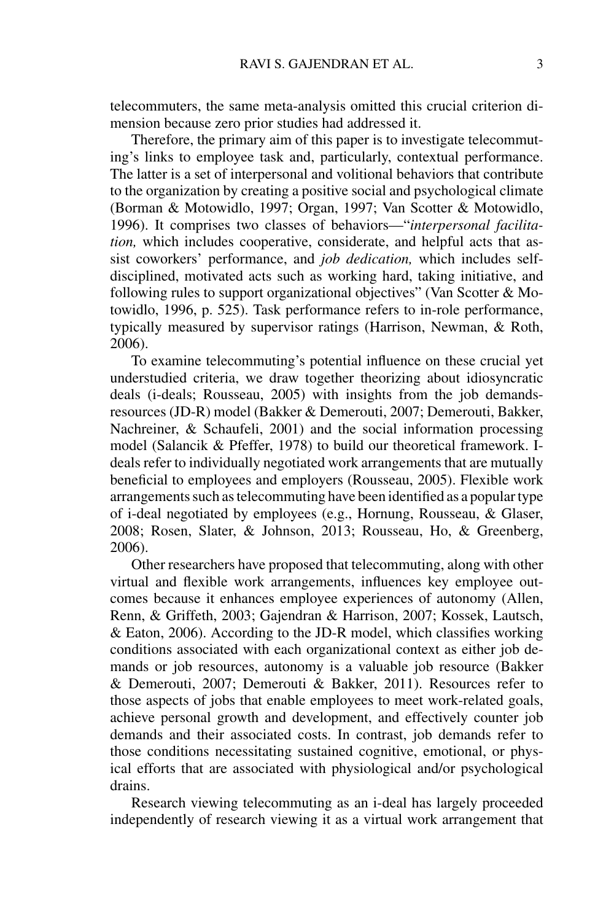telecommuters, the same meta-analysis omitted this crucial criterion dimension because zero prior studies had addressed it.

Therefore, the primary aim of this paper is to investigate telecommuting's links to employee task and, particularly, contextual performance. The latter is a set of interpersonal and volitional behaviors that contribute to the organization by creating a positive social and psychological climate (Borman & Motowidlo, 1997; Organ, 1997; Van Scotter & Motowidlo, 1996). It comprises two classes of behaviors—"*interpersonal facilitation,* which includes cooperative, considerate, and helpful acts that assist coworkers' performance, and *job dedication,* which includes self-disciplined, motivated acts such as working hard, taking initiative, and following rules to support organizational objectives" (Van Scotter & Motowidlo, 1996, p. 525). Task performance refers to in-role performance, typically measured by supervisor ratings (Harrison, Newman, & Roth, 2006).

To examine telecommuting's potential influence on these crucial yet understudied criteria, we draw together theorizing about idiosyncratic deals (i-deals; Rousseau, 2005) with insights from the job demands-resources (JD-R) model (Bakker & Demerouti, 2007; Demerouti, Bakker, Nachreiner, & Schaufeli, 2001) and the social information processing model (Salancik & Pfeffer, 1978) to build our theoretical framework. I-deals refer to individually negotiated work arrangements that are mutually beneficial to employees and employers (Rousseau, 2005). Flexible work arrangements such as telecommuting have been identified as a popular type of i-deal negotiated by employees (e.g., Hornung, Rousseau, & Glaser, 2008; Rosen, Slater, & Johnson, 2013; Rousseau, Ho, & Greenberg, 2006).

Other researchers have proposed that telecommuting, along with other virtual and flexible work arrangements, influences key employee outcomes because it enhances employee experiences of autonomy (Allen, Renn, & Griffeth, 2003; Gajendran & Harrison, 2007; Kossek, Lautsch, & Eaton, 2006). According to the JD-R model, which classifies working conditions associated with each organizational context as either job demands or job resources, autonomy is a valuable job resource (Bakker & Demerouti, 2007; Demerouti & Bakker, 2011). Resources refer to those aspects of jobs that enable employees to meet work-related goals, achieve personal growth and development, and effectively counter job demands and their associated costs. In contrast, job demands refer to those conditions necessitating sustained cognitive, emotional, or physical efforts that are associated with physiological and/or psychological drains.

Research viewing telecommuting as an i-deal has largely proceeded independently of research viewing it as a virtual work arrangement that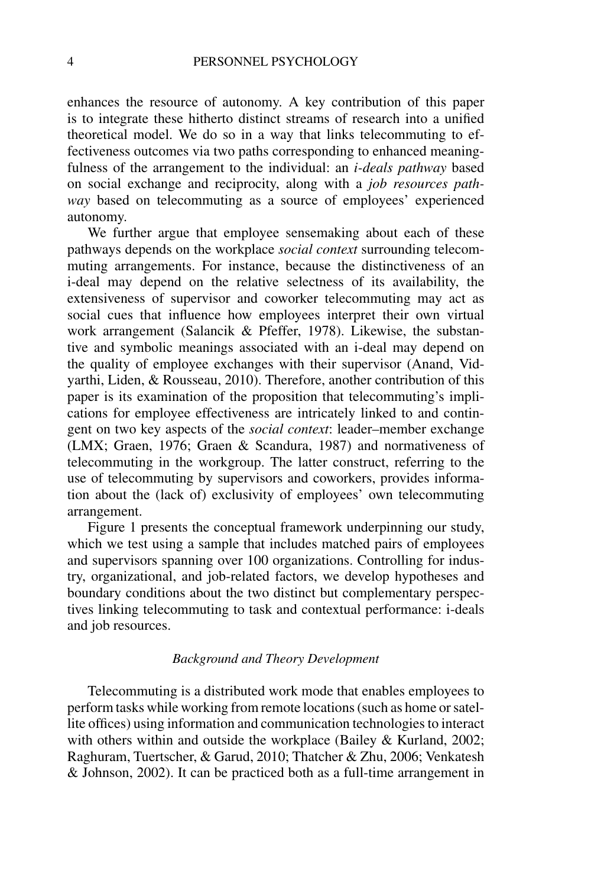enhances the resource of autonomy. A key contribution of this paper is to integrate these hitherto distinct streams of research into a unified theoretical model. We do so in a way that links telecommuting to effectiveness outcomes via two paths corresponding to enhanced meaningfulness of the arrangement to the individual: an *i-deals pathway* based on social exchange and reciprocity, along with a *job resources pathway* based on telecommuting as a source of employees' experienced autonomy.

We further argue that employee sensemaking about each of these pathways depends on the workplace *social context* surrounding telecommuting arrangements. For instance, because the distinctiveness of an i-deal may depend on the relative selectness of its availability, the extensiveness of supervisor and coworker telecommuting may act as social cues that influence how employees interpret their own virtual work arrangement (Salancik & Pfeffer, 1978). Likewise, the substantive and symbolic meanings associated with an i-deal may depend on the quality of employee exchanges with their supervisor (Anand, Vidyarthi, Liden, & Rousseau, 2010). Therefore, another contribution of this paper is its examination of the proposition that telecommuting's implications for employee effectiveness are intricately linked to and contingent on two key aspects of the *social context*: leader–member exchange (LMX; Graen, 1976; Graen & Scandura, 1987) and normativeness of telecommuting in the workgroup. The latter construct, referring to the use of telecommuting by supervisors and coworkers, provides information about the (lack of) exclusivity of employees' own telecommuting arrangement.

Figure 1 presents the conceptual framework underpinning our study, which we test using a sample that includes matched pairs of employees and supervisors spanning over 100 organizations. Controlling for industry, organizational, and job-related factors, we develop hypotheses and boundary conditions about the two distinct but complementary perspectives linking telecommuting to task and contextual performance: i-deals and job resources.

## *Background and Theory Development*

Telecommuting is a distributed work mode that enables employees to perform tasks while working from remote locations (such as home or satellite offices) using information and communication technologies to interact with others within and outside the workplace (Bailey & Kurland, 2002; Raghuram, Tuertscher, & Garud, 2010; Thatcher & Zhu, 2006; Venkatesh & Johnson, 2002). It can be practiced both as a full-time arrangement in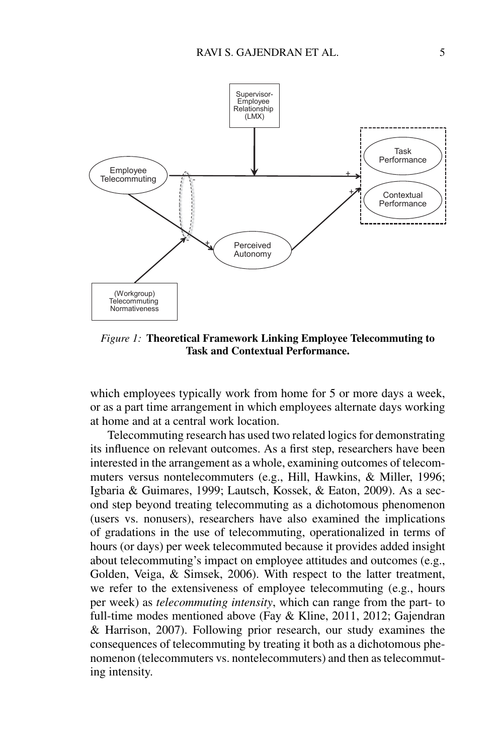*Figure 1:* **Theoretical Framework Linking Employee Telecommuting to Task and Contextual Performance.**

which employees typically work from home for 5 or more days a week, or as a part time arrangement in which employees alternate days working at home and at a central work location.

Telecommuting research has used two related logics for demonstrating its influence on relevant outcomes. As a first step, researchers have been interested in the arrangement as a whole, examining outcomes of telecommuters versus nontelecommuters (e.g., Hill, Hawkins, & Miller, 1996; Igbaria & Guimares, 1999; Lautsch, Kossek, & Eaton, 2009). As a second step beyond treating telecommuting as a dichotomous phenomenon (users vs. nonusers), researchers have also examined the implications of gradations in the use of telecommuting, operationalized in terms of hours (or days) per week telecommuted because it provides added insight about telecommuting's impact on employee attitudes and outcomes (e.g., Golden, Veiga, & Simsek, 2006). With respect to the latter treatment, we refer to the extensiveness of employee telecommuting (e.g., hours per week) as *telecommuting intensity*, which can range from the part- to full-time modes mentioned above (Fay & Kline, 2011, 2012; Gajendran & Harrison, 2007). Following prior research, our study examines the consequences of telecommuting by treating it both as a dichotomous phenomenon (telecommuters vs. nontelecommuters) and then as telecommuting intensity.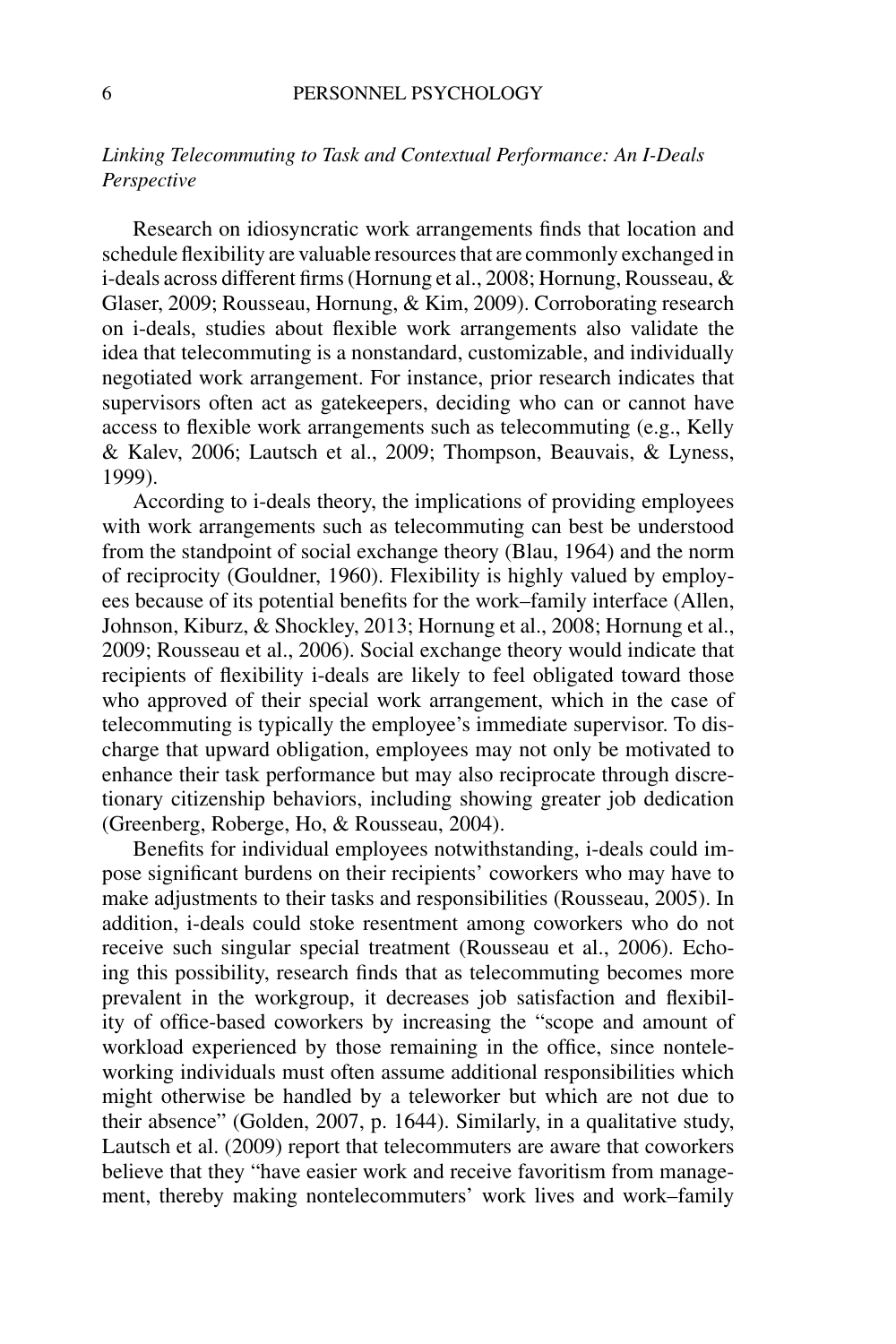*Linking Telecommuting to Task and Contextual Performance: An I-Deals Perspective*

Research on idiosyncratic work arrangements finds that location and schedule flexibility are valuable resources that are commonly exchanged in i-deals across different firms (Hornung et al., 2008; Hornung, Rousseau, & Glaser, 2009; Rousseau, Hornung, & Kim, 2009). Corroborating research on i-deals, studies about flexible work arrangements also validate the idea that telecommuting is a nonstandard, customizable, and individually negotiated work arrangement. For instance, prior research indicates that supervisors often act as gatekeepers, deciding who can or cannot have access to flexible work arrangements such as telecommuting (e.g., Kelly & Kalev, 2006; Lautsch et al., 2009; Thompson, Beauvais, & Lyness, 1999).

According to i-deals theory, the implications of providing employees with work arrangements such as telecommuting can best be understood from the standpoint of social exchange theory (Blau, 1964) and the norm of reciprocity (Gouldner, 1960). Flexibility is highly valued by employees because of its potential benefits for the work–family interface (Allen, Johnson, Kiburz, & Shockley, 2013; Hornung et al., 2008; Hornung et al., 2009; Rousseau et al., 2006). Social exchange theory would indicate that recipients of flexibility i-deals are likely to feel obligated toward those who approved of their special work arrangement, which in the case of telecommuting is typically the employee's immediate supervisor. To discharge that upward obligation, employees may not only be motivated to enhance their task performance but may also reciprocate through discretionary citizenship behaviors, including showing greater job dedication (Greenberg, Roberge, Ho, & Rousseau, 2004).

Benefits for individual employees notwithstanding, i-deals could impose significant burdens on their recipients' coworkers who may have to make adjustments to their tasks and responsibilities (Rousseau, 2005). In addition, i-deals could stoke resentment among coworkers who do not receive such singular special treatment (Rousseau et al., 2006). Echoing this possibility, research finds that as telecommuting becomes more prevalent in the workgroup, it decreases job satisfaction and flexibility of office-based coworkers by increasing the "scope and amount of workload experienced by those remaining in the office, since nonteleworking individuals must often assume additional responsibilities which might otherwise be handled by a teleworker but which are not due to their absence" (Golden, 2007, p. 1644). Similarly, in a qualitative study, Lautsch et al. (2009) report that telecommuters are aware that coworkers believe that they "have easier work and receive favoritism from management, thereby making nontelecommuters' work lives and work–family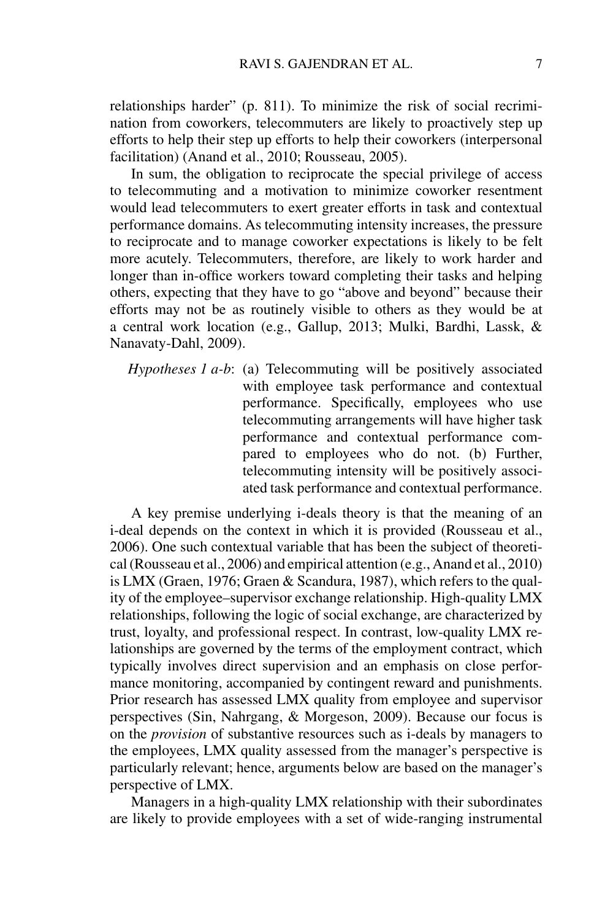relationships harder" (p. 811). To minimize the risk of social recrimination from coworkers, telecommuters are likely to proactively step up efforts to help their step up efforts to help their coworkers (interpersonal facilitation) (Anand et al., 2010; Rousseau, 2005).

In sum, the obligation to reciprocate the special privilege of access to telecommuting and a motivation to minimize coworker resentment would lead telecommuters to exert greater efforts in task and contextual performance domains. As telecommuting intensity increases, the pressure to reciprocate and to manage coworker expectations is likely to be felt more acutely. Telecommuters, therefore, are likely to work harder and longer than in-office workers toward completing their tasks and helping others, expecting that they have to go "above and beyond" because their efforts may not be as routinely visible to others as they would be at a central work location (e.g., Gallup, 2013; Mulki, Bardhi, Lassk, & Nanavaty-Dahl, 2009).

*Hypotheses 1 a-b*: (a) Telecommuting will be positively associated with employee task performance and contextual performance. Specifically, employees who use telecommuting arrangements will have higher task performance and contextual performance compared to employees who do not. (b) Further, telecommuting intensity will be positively associated task performance and contextual performance.

A key premise underlying i-deals theory is that the meaning of an i-deal depends on the context in which it is provided (Rousseau et al., 2006). One such contextual variable that has been the subject of theoretical (Rousseau et al., 2006) and empirical attention (e.g., Anand et al., 2010) is LMX (Graen, 1976; Graen & Scandura, 1987), which refers to the quality of the employee–supervisor exchange relationship. High-quality LMX relationships, following the logic of social exchange, are characterized by trust, loyalty, and professional respect. In contrast, low-quality LMX relationships are governed by the terms of the employment contract, which typically involves direct supervision and an emphasis on close performance monitoring, accompanied by contingent reward and punishments. Prior research has assessed LMX quality from employee and supervisor perspectives (Sin, Nahrgang, & Morgeson, 2009). Because our focus is on the *provision* of substantive resources such as i-deals by managers to the employees, LMX quality assessed from the manager's perspective is particularly relevant; hence, arguments below are based on the manager's perspective of LMX.

Managers in a high-quality LMX relationship with their subordinates are likely to provide employees with a set of wide-ranging instrumental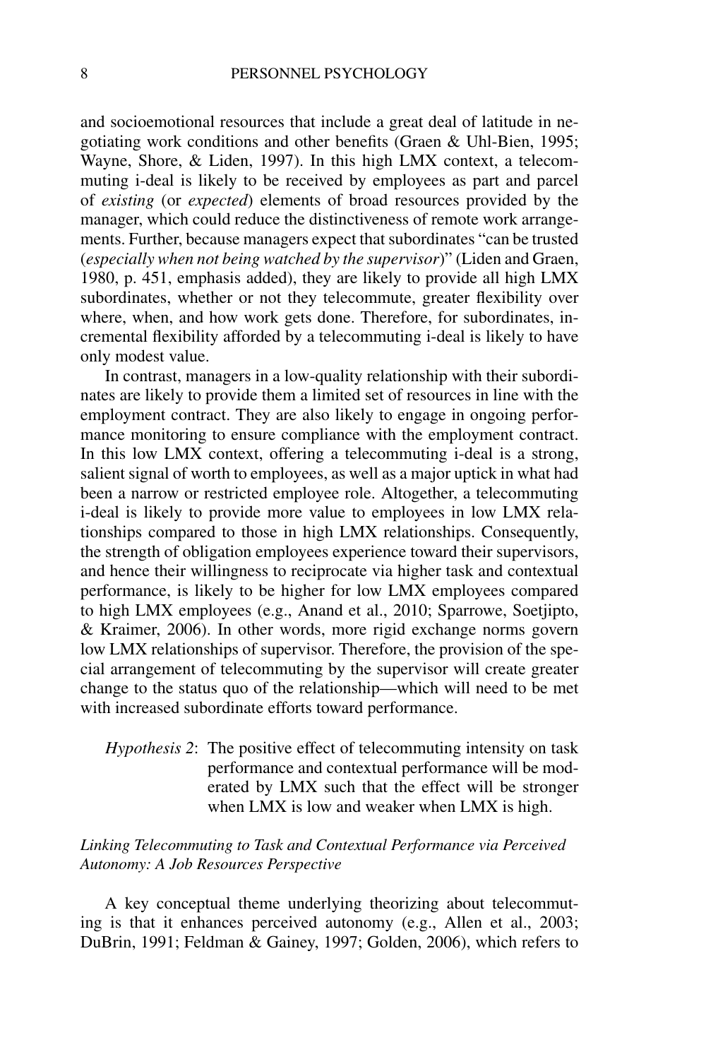and socioemotional resources that include a great deal of latitude in negotiating work conditions and other benefits (Graen & Uhl-Bien, 1995; Wayne, Shore, & Liden, 1997). In this high LMX context, a telecommuting i-deal is likely to be received by employees as part and parcel of *existing* (or *expected*) elements of broad resources provided by the manager, which could reduce the distinctiveness of remote work arrangements. Further, because managers expect that subordinates "can be trusted (*especially when not being watched by the supervisor*)" (Liden and Graen, 1980, p. 451, emphasis added), they are likely to provide all high LMX subordinates, whether or not they telecommute, greater flexibility over where, when, and how work gets done. Therefore, for subordinates, incremental flexibility afforded by a telecommuting i-deal is likely to have only modest value.

In contrast, managers in a low-quality relationship with their subordinates are likely to provide them a limited set of resources in line with the employment contract. They are also likely to engage in ongoing performance monitoring to ensure compliance with the employment contract. In this low LMX context, offering a telecommuting i-deal is a strong, salient signal of worth to employees, as well as a major uptick in what had been a narrow or restricted employee role. Altogether, a telecommuting i-deal is likely to provide more value to employees in low LMX relationships compared to those in high LMX relationships. Consequently, the strength of obligation employees experience toward their supervisors, and hence their willingness to reciprocate via higher task and contextual performance, is likely to be higher for low LMX employees compared to high LMX employees (e.g., Anand et al., 2010; Sparrowe, Soetjipto, & Kraimer, 2006). In other words, more rigid exchange norms govern low LMX relationships of supervisor. Therefore, the provision of the special arrangement of telecommuting by the supervisor will create greater change to the status quo of the relationship—which will need to be met with increased subordinate efforts toward performance.

> *Hypothesis 2*: The positive effect of telecommuting intensity on task performance and contextual performance will be moderated by LMX such that the effect will be stronger when LMX is low and weaker when LMX is high.

### *Linking Telecommuting to Task and Contextual Performance via Perceived Autonomy: A Job Resources Perspective*

A key conceptual theme underlying theorizing about telecommuting is that it enhances perceived autonomy (e.g., Allen et al., 2003; DuBrin, 1991; Feldman & Gainey, 1997; Golden, 2006), which refers to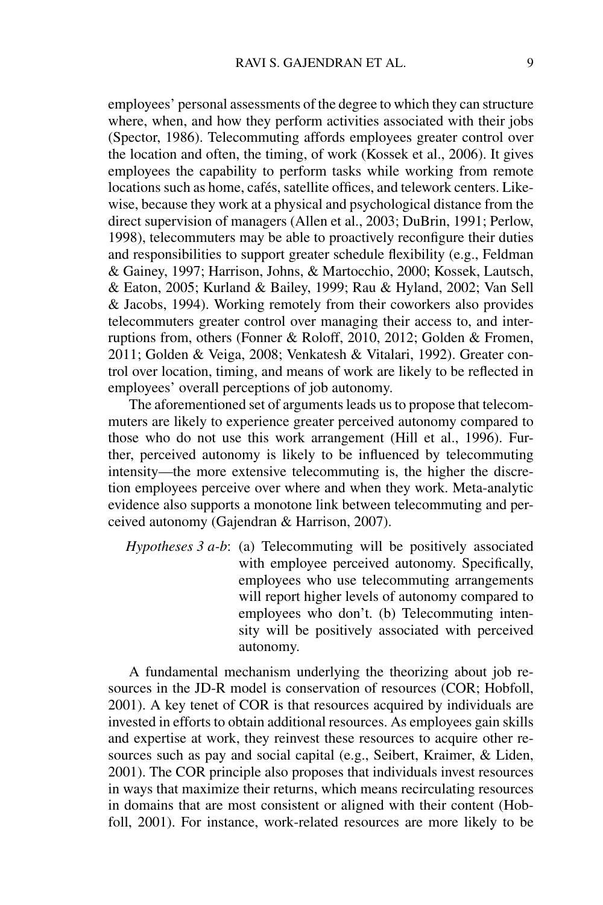employees' personal assessments of the degree to which they can structure where, when, and how they perform activities associated with their jobs (Spector, 1986). Telecommuting affords employees greater control over the location and often, the timing, of work (Kossek et al., 2006). It gives employees the capability to perform tasks while working from remote locations such as home, cafés, satellite offices, and telework centers. Likewise, because they work at a physical and psychological distance from the direct supervision of managers (Allen et al., 2003; DuBrin, 1991; Perlow, 1998), telecommuters may be able to proactively reconfigure their duties and responsibilities to support greater schedule flexibility (e.g., Feldman & Gainey, 1997; Harrison, Johns, & Martocchio, 2000; Kossek, Lautsch, & Eaton, 2005; Kurland & Bailey, 1999; Rau & Hyland, 2002; Van Sell & Jacobs, 1994). Working remotely from their coworkers also provides telecommuters greater control over managing their access to, and interruptions from, others (Fonner & Roloff, 2010, 2012; Golden & Fromen, 2011; Golden & Veiga, 2008; Venkatesh & Vitalari, 1992). Greater control over location, timing, and means of work are likely to be reflected in employees' overall perceptions of job autonomy.

The aforementioned set of arguments leads us to propose that telecommuters are likely to experience greater perceived autonomy compared to those who do not use this work arrangement (Hill et al., 1996). Further, perceived autonomy is likely to be influenced by telecommuting intensity—the more extensive telecommuting is, the higher the discretion employees perceive over where and when they work. Meta-analytic evidence also supports a monotone link between telecommuting and perceived autonomy (Gajendran & Harrison, 2007).

*Hypotheses 3 a-b*: (a) Telecommuting will be positively associated with employee perceived autonomy. Specifically, employees who use telecommuting arrangements will report higher levels of autonomy compared to employees who don't. (b) Telecommuting intensity will be positively associated with perceived autonomy.

A fundamental mechanism underlying the theorizing about job resources in the JD-R model is conservation of resources (COR; Hobfoll, 2001). A key tenet of COR is that resources acquired by individuals are invested in efforts to obtain additional resources. As employees gain skills and expertise at work, they reinvest these resources to acquire other resources such as pay and social capital (e.g., Seibert, Kraimer, & Liden, 2001). The COR principle also proposes that individuals invest resources in ways that maximize their returns, which means recirculating resources in domains that are most consistent or aligned with their content (Hobfoll, 2001). For instance, work-related resources are more likely to be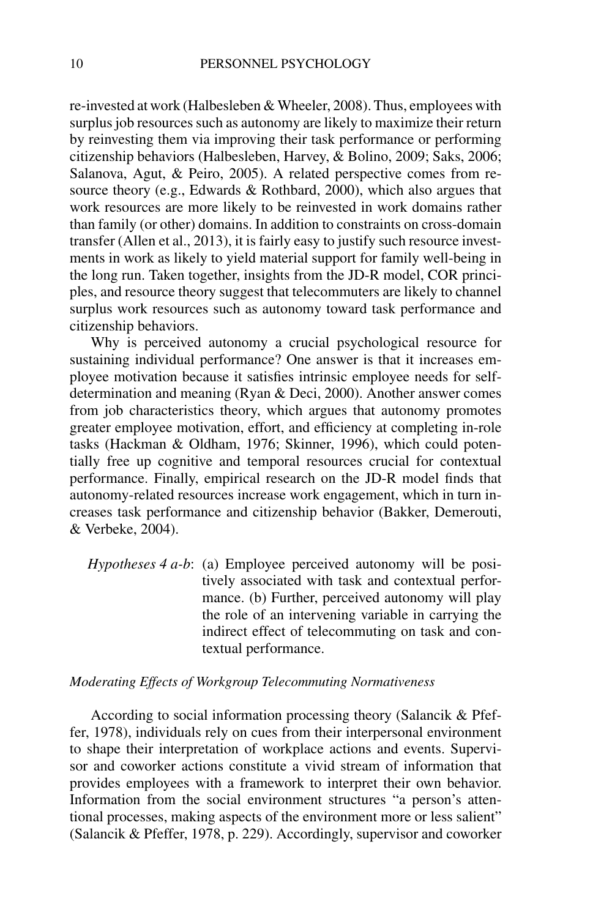re-invested at work (Halbesleben & Wheeler, 2008). Thus, employees with surplus job resources such as autonomy are likely to maximize their return by reinvesting them via improving their task performance or performing citizenship behaviors (Halbesleben, Harvey, & Bolino, 2009; Saks, 2006; Salanova, Agut, & Peiro, 2005). A related perspective comes from resource theory (e.g., Edwards & Rothbard, 2000), which also argues that work resources are more likely to be reinvested in work domains rather than family (or other) domains. In addition to constraints on cross-domain transfer (Allen et al., 2013), it is fairly easy to justify such resource investments in work as likely to yield material support for family well-being in the long run. Taken together, insights from the JD-R model, COR principles, and resource theory suggest that telecommuters are likely to channel surplus work resources such as autonomy toward task performance and citizenship behaviors.

Why is perceived autonomy a crucial psychological resource for sustaining individual performance? One answer is that it increases employee motivation because it satisfies intrinsic employee needs for self-determination and meaning (Ryan & Deci, 2000). Another answer comes from job characteristics theory, which argues that autonomy promotes greater employee motivation, effort, and efficiency at completing in-role tasks (Hackman & Oldham, 1976; Skinner, 1996), which could potentially free up cognitive and temporal resources crucial for contextual performance. Finally, empirical research on the JD-R model finds that autonomy-related resources increase work engagement, which in turn increases task performance and citizenship behavior (Bakker, Demerouti, & Verbeke, 2004).

*Hypotheses 4 a-b*: (a) Employee perceived autonomy will be positively associated with task and contextual performance. (b) Further, perceived autonomy will play the role of an intervening variable in carrying the indirect effect of telecommuting on task and contextual performance.

### *Moderating Effects of Workgroup Telecommuting Normativeness*

According to social information processing theory (Salancik & Pfeffer, 1978), individuals rely on cues from their interpersonal environment to shape their interpretation of workplace actions and events. Supervisor and coworker actions constitute a vivid stream of information that provides employees with a framework to interpret their own behavior. Information from the social environment structures "a person's attentional processes, making aspects of the environment more or less salient" (Salancik & Pfeffer, 1978, p. 229). Accordingly, supervisor and coworker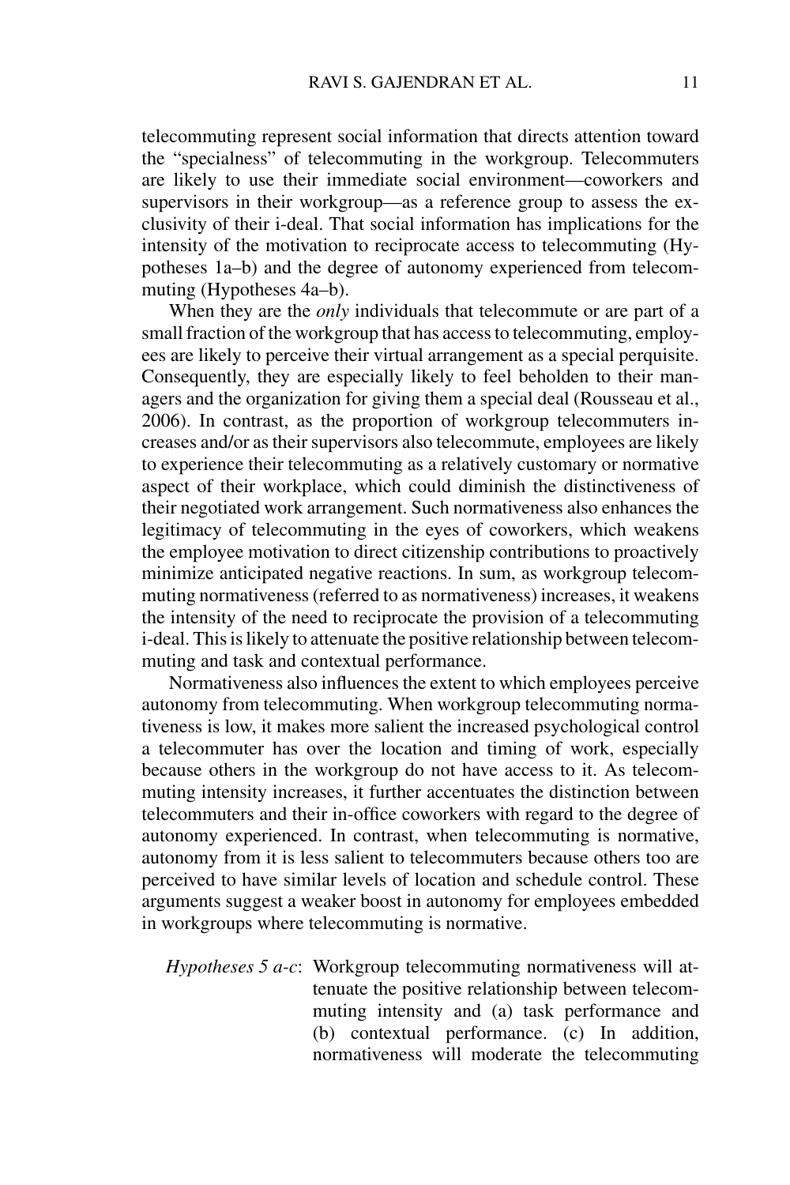telecommuting represent social information that directs attention toward the "specialness" of telecommuting in the workgroup. Telecommuters are likely to use their immediate social environment—coworkers and supervisors in their workgroup—as a reference group to assess the exclusivity of their i-deal. That social information has implications for the intensity of the motivation to reciprocate access to telecommuting (Hypotheses 1a–b) and the degree of autonomy experienced from telecommuting (Hypotheses 4a–b).

When they are the *only* individuals that telecommute or are part of a small fraction of the workgroup that has access to telecommuting, employees are likely to perceive their virtual arrangement as a special perquisite. Consequently, they are especially likely to feel beholden to their managers and the organization for giving them a special deal (Rousseau et al., 2006). In contrast, as the proportion of workgroup telecommuters increases and/or as their supervisors also telecommute, employees are likely to experience their telecommuting as a relatively customary or normative aspect of their workplace, which could diminish the distinctiveness of their negotiated work arrangement. Such normativeness also enhances the legitimacy of telecommuting in the eyes of coworkers, which weakens the employee motivation to direct citizenship contributions to proactively minimize anticipated negative reactions. In sum, as workgroup telecommuting normativeness (referred to as normativeness) increases, it weakens the intensity of the need to reciprocate the provision of a telecommuting i-deal. This is likely to attenuate the positive relationship between telecommuting and task and contextual performance.

Normativeness also influences the extent to which employees perceive autonomy from telecommuting. When workgroup telecommuting normativeness is low, it makes more salient the increased psychological control a telecommuter has over the location and timing of work, especially because others in the workgroup do not have access to it. As telecommuting intensity increases, it further accentuates the distinction between telecommuters and their in-office coworkers with regard to the degree of autonomy experienced. In contrast, when telecommuting is normative, autonomy from it is less salient to telecommuters because others too are perceived to have similar levels of location and schedule control. These arguments suggest a weaker boost in autonomy for employees embedded in workgroups where telecommuting is normative.

*Hypotheses 5 a-c*: Workgroup telecommuting normativeness will attenuate the positive relationship between telecommuting intensity and (a) task performance and (b) contextual performance. (c) In addition, normativeness will moderate the telecommuting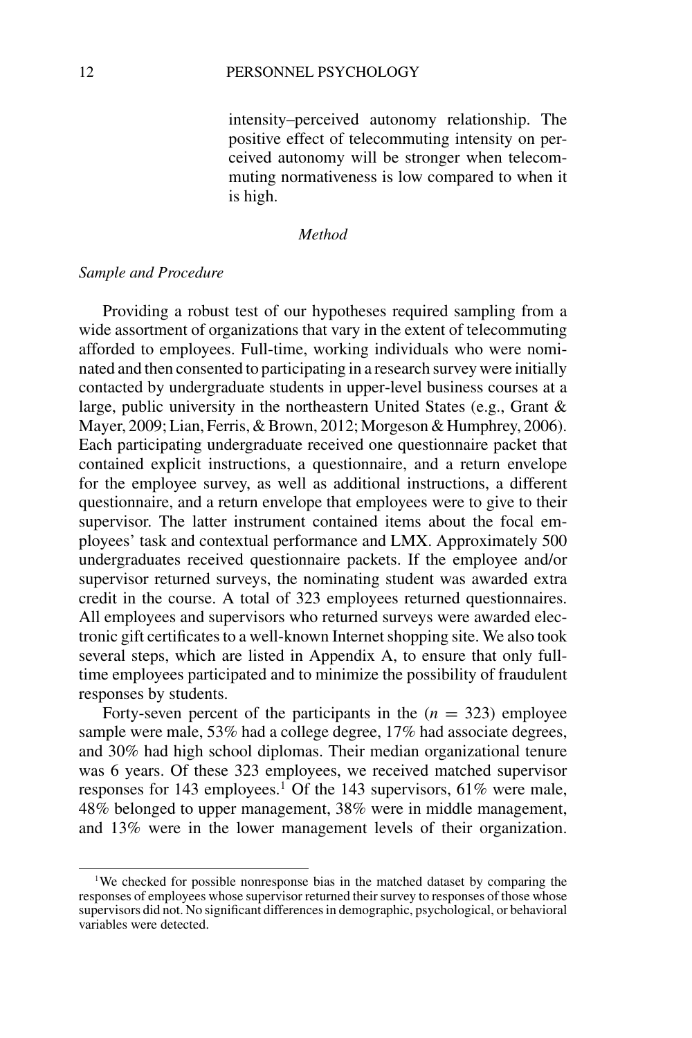intensity–perceived autonomy relationship. The positive effect of telecommuting intensity on perceived autonomy will be stronger when telecommuting normativeness is low compared to when it is high.

## *Method*

### *Sample and Procedure*

Providing a robust test of our hypotheses required sampling from a wide assortment of organizations that vary in the extent of telecommuting afforded to employees. Full-time, working individuals who were nominated and then consented to participating in a research survey were initially contacted by undergraduate students in upper-level business courses at a large, public university in the northeastern United States (e.g., Grant & Mayer, 2009; Lian, Ferris, & Brown, 2012; Morgeson & Humphrey, 2006). Each participating undergraduate received one questionnaire packet that contained explicit instructions, a questionnaire, and a return envelope for the employee survey, as well as additional instructions, a different questionnaire, and a return envelope that employees were to give to their supervisor. The latter instrument contained items about the focal employees' task and contextual performance and LMX. Approximately 500 undergraduates received questionnaire packets. If the employee and/or supervisor returned surveys, the nominating student was awarded extra credit in the course. A total of 323 employees returned questionnaires. All employees and supervisors who returned surveys were awarded electronic gift certificates to a well-known Internet shopping site. We also took several steps, which are listed in Appendix A, to ensure that only full-time employees participated and to minimize the possibility of fraudulent responses by students.

Forty-seven percent of the participants in the ($n$ = 323) employee sample were male, 53% had a college degree, 17% had associate degrees, and 30% had high school diplomas. Their median organizational tenure was 6 years. Of these 323 employees, we received matched supervisor responses for 143 employees.[1] Of the 143 supervisors, 61% were male, 48% belonged to upper management, 38% were in middle management, and 13% were in the lower management levels of their organization.

[1]We checked for possible nonresponse bias in the matched dataset by comparing the responses of employees whose supervisor returned their survey to responses of those whose supervisors did not. No significant differences in demographic, psychological, or behavioral variables were detected.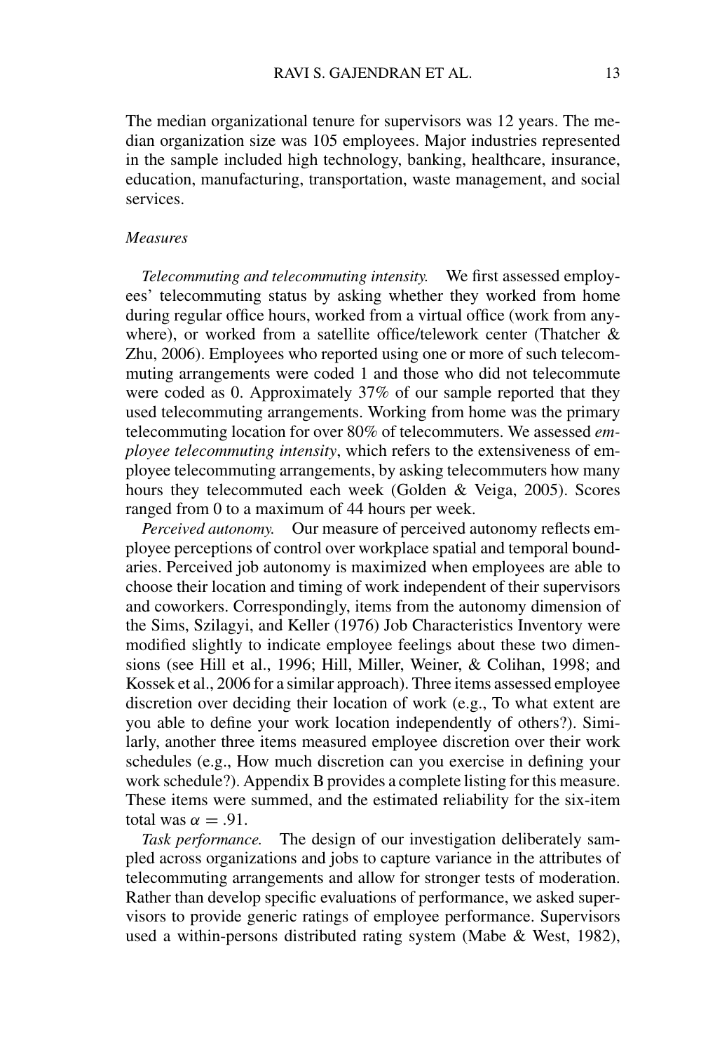The median organizational tenure for supervisors was 12 years. The median organization size was 105 employees. Major industries represented in the sample included high technology, banking, healthcare, insurance, education, manufacturing, transportation, waste management, and social services.

### *Measures*

*Telecommuting and telecommuting intensity.* We first assessed employees' telecommuting status by asking whether they worked from home during regular office hours, worked from a virtual office (work from anywhere), or worked from a satellite office/telework center (Thatcher & Zhu, 2006). Employees who reported using one or more of such telecommuting arrangements were coded 1 and those who did not telecommute were coded as 0. Approximately 37% of our sample reported that they used telecommuting arrangements. Working from home was the primary telecommuting location for over 80% of telecommuters. We assessed *employee telecommuting intensity*, which refers to the extensiveness of employee telecommuting arrangements, by asking telecommuters how many hours they telecommuted each week (Golden & Veiga, 2005). Scores ranged from 0 to a maximum of 44 hours per week.

*Perceived autonomy.* Our measure of perceived autonomy reflects employee perceptions of control over workplace spatial and temporal boundaries. Perceived job autonomy is maximized when employees are able to choose their location and timing of work independent of their supervisors and coworkers. Correspondingly, items from the autonomy dimension of the Sims, Szilagyi, and Keller (1976) Job Characteristics Inventory were modified slightly to indicate employee feelings about these two dimensions (see Hill et al., 1996; Hill, Miller, Weiner, & Colihan, 1998; and Kossek et al., 2006 for a similar approach). Three items assessed employee discretion over deciding their location of work (e.g., To what extent are you able to define your work location independently of others?). Similarly, another three items measured employee discretion over their work schedules (e.g., How much discretion can you exercise in defining your work schedule?). Appendix B provides a complete listing for this measure. These items were summed, and the estimated reliability for the six-item total was $\alpha = .91$.

*Task performance.* The design of our investigation deliberately sampled across organizations and jobs to capture variance in the attributes of telecommuting arrangements and allow for stronger tests of moderation. Rather than develop specific evaluations of performance, we asked supervisors to provide generic ratings of employee performance. Supervisors used a within-persons distributed rating system (Mabe & West, 1982),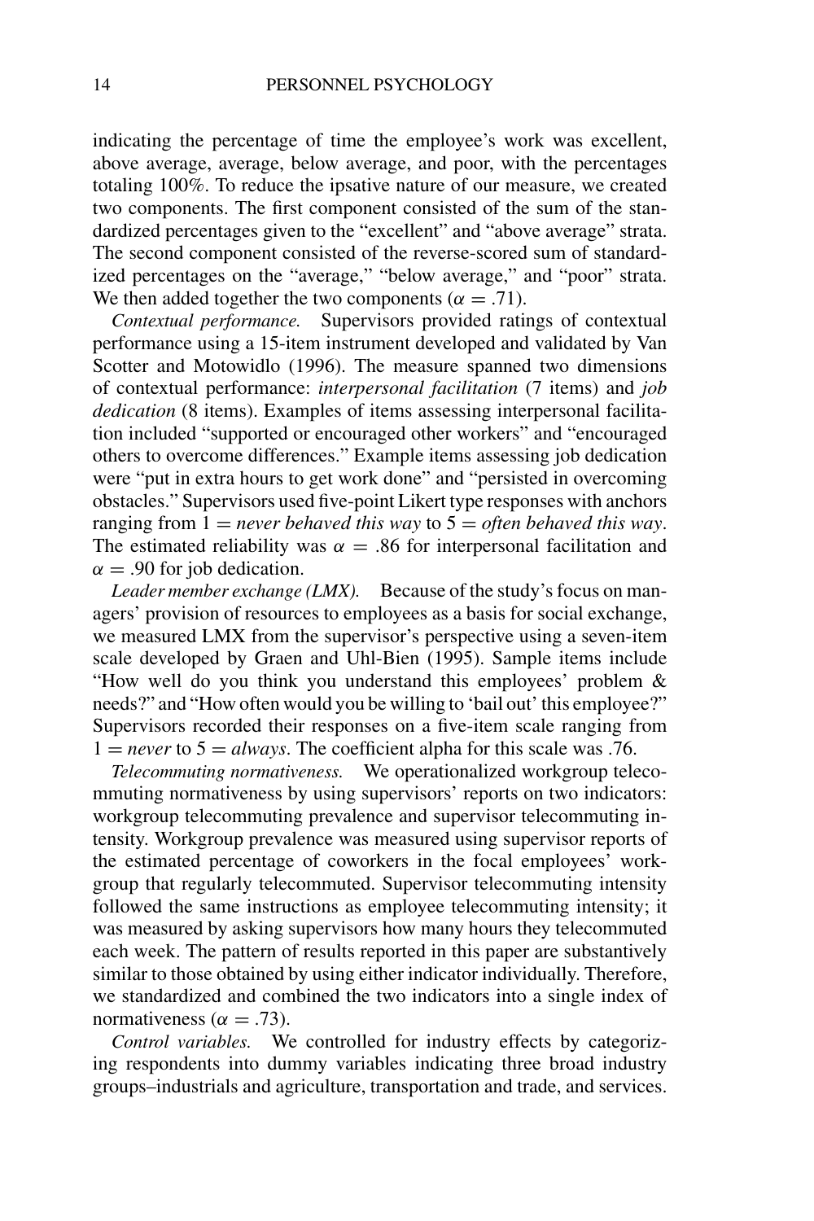indicating the percentage of time the employee's work was excellent, above average, average, below average, and poor, with the percentages totaling 100%. To reduce the ipsative nature of our measure, we created two components. The first component consisted of the sum of the standardized percentages given to the "excellent" and "above average" strata. The second component consisted of the reverse-scored sum of standardized percentages on the "average," "below average," and "poor" strata. We then added together the two components ($\alpha = .71$).

*Contextual performance.* Supervisors provided ratings of contextual performance using a 15-item instrument developed and validated by Van Scotter and Motowidlo (1996). The measure spanned two dimensions of contextual performance: *interpersonal facilitation* (7 items) and *job dedication* (8 items). Examples of items assessing interpersonal facilitation included "supported or encouraged other workers" and "encouraged others to overcome differences." Example items assessing job dedication were "put in extra hours to get work done" and "persisted in overcoming obstacles." Supervisors used five-point Likert type responses with anchors ranging from 1 = *never behaved this way* to 5 = *often behaved this way*. The estimated reliability was $\alpha = .86$ for interpersonal facilitation and $\alpha = .90$ for job dedication.

*Leader member exchange (LMX).* Because of the study's focus on managers' provision of resources to employees as a basis for social exchange, we measured LMX from the supervisor's perspective using a seven-item scale developed by Graen and Uhl-Bien (1995). Sample items include "How well do you think you understand this employees' problem & needs?" and "How often would you be willing to 'bail out' this employee?" Supervisors recorded their responses on a five-item scale ranging from 1 = *never* to 5 = *always*. The coefficient alpha for this scale was .76.

*Telecommuting normativeness.* We operationalized workgroup telecommuting normativeness by using supervisors' reports on two indicators: workgroup telecommuting prevalence and supervisor telecommuting intensity. Workgroup prevalence was measured using supervisor reports of the estimated percentage of coworkers in the focal employees' workgroup that regularly telecommuted. Supervisor telecommuting intensity followed the same instructions as employee telecommuting intensity; it was measured by asking supervisors how many hours they telecommuted each week. The pattern of results reported in this paper are substantively similar to those obtained by using either indicator individually. Therefore, we standardized and combined the two indicators into a single index of normativeness ($\alpha = .73$).

*Control variables.* We controlled for industry effects by categorizing respondents into dummy variables indicating three broad industry groups–industrials and agriculture, transportation and trade, and services.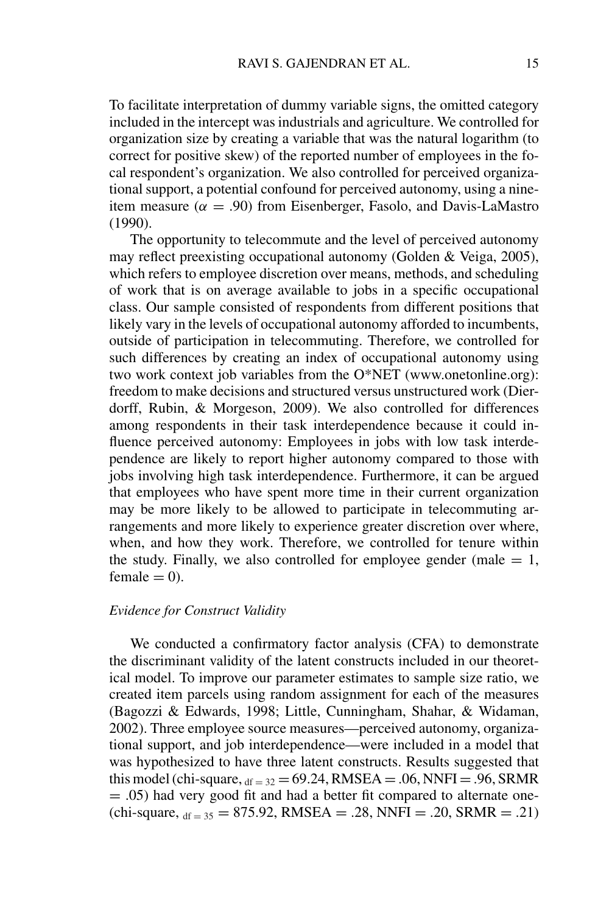To facilitate interpretation of dummy variable signs, the omitted category included in the intercept was industrials and agriculture. We controlled for organization size by creating a variable that was the natural logarithm (to correct for positive skew) of the reported number of employees in the focal respondent's organization. We also controlled for perceived organizational support, a potential confound for perceived autonomy, using a nine-item measure ($\alpha = .90$) from Eisenberger, Fasolo, and Davis-LaMastro (1990).

The opportunity to telecommute and the level of perceived autonomy may reflect preexisting occupational autonomy (Golden & Veiga, 2005), which refers to employee discretion over means, methods, and scheduling of work that is on average available to jobs in a specific occupational class. Our sample consisted of respondents from different positions that likely vary in the levels of occupational autonomy afforded to incumbents, outside of participation in telecommuting. Therefore, we controlled for such differences by creating an index of occupational autonomy using two work context job variables from the O*NET (www.onetonline.org): freedom to make decisions and structured versus unstructured work (Dierdorff, Rubin, & Morgeson, 2009). We also controlled for differences among respondents in their task interdependence because it could influence perceived autonomy: Employees in jobs with low task interdependence are likely to report higher autonomy compared to those with jobs involving high task interdependence. Furthermore, it can be argued that employees who have spent more time in their current organization may be more likely to be allowed to participate in telecommuting arrangements and more likely to experience greater discretion over where, when, and how they work. Therefore, we controlled for tenure within the study. Finally, we also controlled for employee gender (male = 1, female = 0).

### *Evidence for Construct Validity*

We conducted a confirmatory factor analysis (CFA) to demonstrate the discriminant validity of the latent constructs included in our theoretical model. To improve our parameter estimates to sample size ratio, we created item parcels using random assignment for each of the measures (Bagozzi & Edwards, 1998; Little, Cunningham, Shahar, & Widaman, 2002). Three employee source measures—perceived autonomy, organizational support, and job interdependence—were included in a model that was hypothesized to have three latent constructs. Results suggested that this model (chi-square, $_{df = 32} = 69.24$, RMSEA = .06, NNFI = .96, SRMR = .05) had very good fit and had a better fit compared to alternate one- (chi-square, $_{df = 35} = 875.92$, RMSEA = .28, NNFI = .20, SRMR = .21)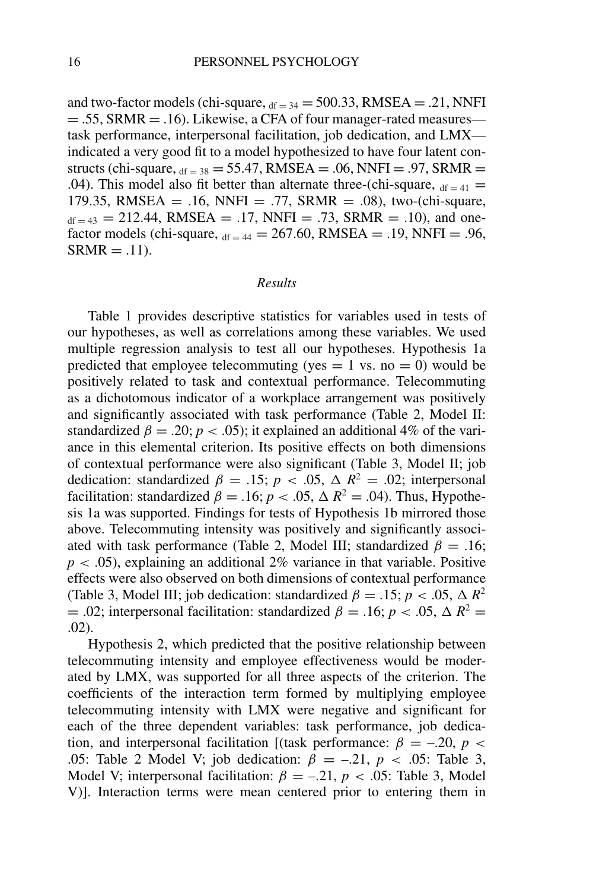and two-factor models (chi-square, $_{df = 34}$ = 500.33, RMSEA = .21, NNFI = .55, SRMR = .16). Likewise, a CFA of four manager-rated measures—task performance, interpersonal facilitation, job dedication, and LMX—indicated a very good fit to a model hypothesized to have four latent constructs (chi-square, $_{df = 38}$ = 55.47, RMSEA = .06, NNFI = .97, SRMR = .04). This model also fit better than alternate three-(chi-square, $_{df = 41}$ = 179.35, RMSEA = .16, NNFI = .77, SRMR = .08), two-(chi-square, $_{df = 43}$ = 212.44, RMSEA = .17, NNFI = .73, SRMR = .10), and one-factor models (chi-square, $_{df = 44}$ = 267.60, RMSEA = .19, NNFI = .96, SRMR = .11).

## *Results*

Table 1 provides descriptive statistics for variables used in tests of our hypotheses, as well as correlations among these variables. We used multiple regression analysis to test all our hypotheses. Hypothesis 1a predicted that employee telecommuting (yes = 1 vs. no = 0) would be positively related to task and contextual performance. Telecommuting as a dichotomous indicator of a workplace arrangement was positively and significantly associated with task performance (Table 2, Model II: standardized $\beta = .20$; $p < .05$); it explained an additional 4% of the variance in this elemental criterion. Its positive effects on both dimensions of contextual performance were also significant (Table 3, Model II; job dedication: standardized $\beta = .15$; $p < .05$, $\Delta R^2 = .02$; interpersonal facilitation: standardized $\beta = .16$; $p < .05$, $\Delta R^2 = .04$). Thus, Hypothesis 1a was supported. Findings for tests of Hypothesis 1b mirrored those above. Telecommuting intensity was positively and significantly associated with task performance (Table 2, Model III; standardized $\beta = .16$; $p < .05$), explaining an additional 2% variance in that variable. Positive effects were also observed on both dimensions of contextual performance (Table 3, Model III; job dedication: standardized $\beta = .15$; $p < .05$, $\Delta R^2 = .02$; interpersonal facilitation: standardized $\beta = .16$; $p < .05$, $\Delta R^2 = .02$).

Hypothesis 2, which predicted that the positive relationship between telecommuting intensity and employee effectiveness would be moderated by LMX, was supported for all three aspects of the criterion. The coefficients of the interaction term formed by multiplying employee telecommuting intensity with LMX were negative and significant for each of the three dependent variables: task performance, job dedication, and interpersonal facilitation [(task performance: $\beta = -.20$, $p < .05$: Table 2 Model V; job dedication: $\beta = -.21$, $p < .05$: Table 3, Model V; interpersonal facilitation: $\beta = -.21$, $p < .05$: Table 3, Model V)]. Interaction terms were mean centered prior to entering them in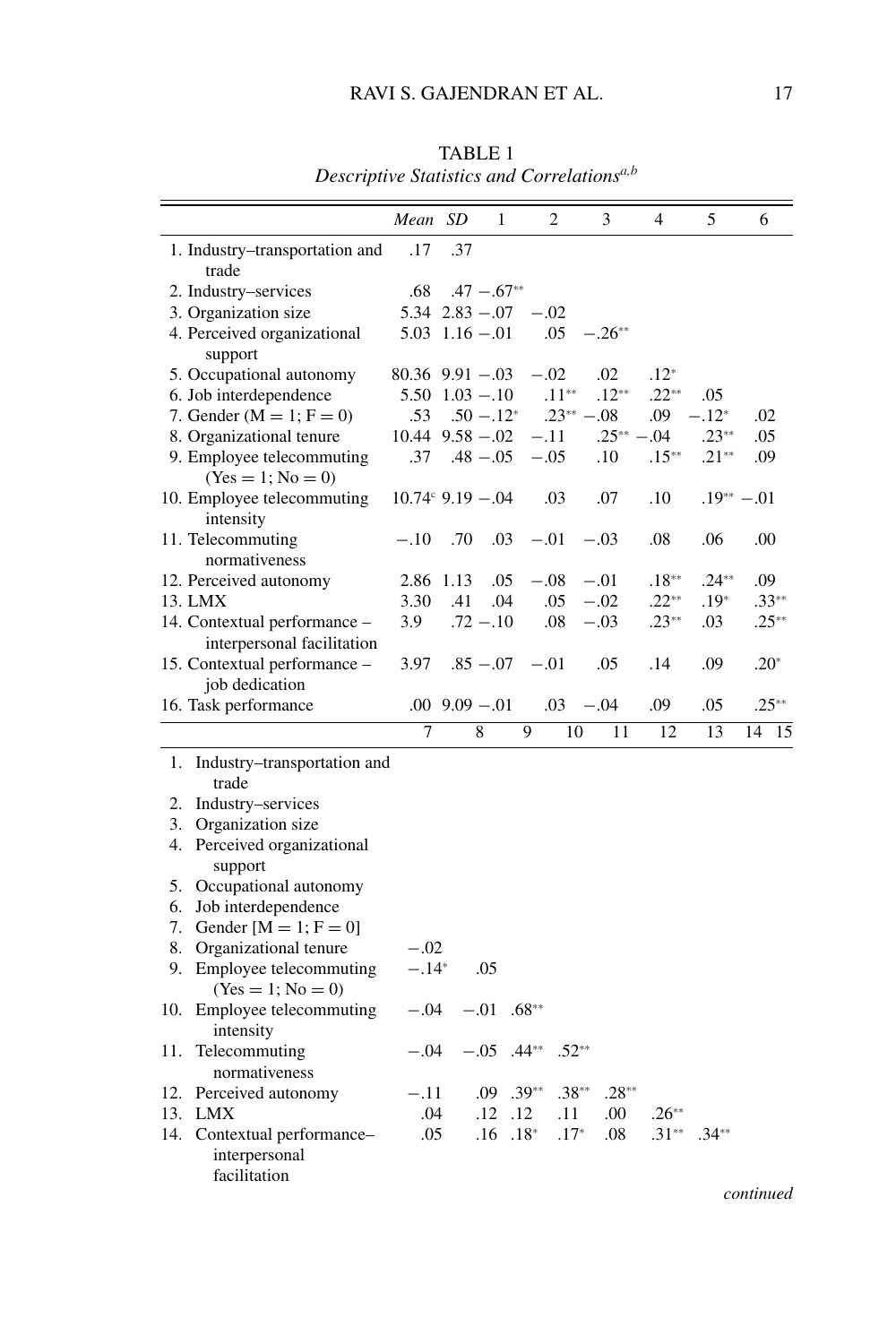TABLE 1
*Descriptive Statistics and Correlations*[a,b]

| | Mean | SD | 1 | 2 | 3 | 4 | 5 | 6 |
|---|---|---|---|---|---|---|---|---|
| 1. Industry–transportation and trade | .17 | .37 | | | | | | |
| 2. Industry–services | .68 | .47 | −.67** | | | | | |
| 3. Organization size | 5.34 | 2.83 | −.07 | −.02 | | | | |
| 4. Perceived organizational support | 5.03 | 1.16 | −.01 | .05 | −.26** | | | |
| 5. Occupational autonomy | 80.36 | 9.91 | −.03 | −.02 | .02 | .12* | | |
| 6. Job interdependence | 5.50 | 1.03 | −.10 | .11** | .12** | .22** | .05 | |
| 7. Gender (M = 1; F = 0) | .53 | .50 | −.12* | .23** | −.08 | .09 | −.12* | .02 |
| 8. Organizational tenure | 10.44 | 9.58 | −.02 | −.11 | .25** | −.04 | .23** | .05 |
| 9. Employee telecommuting (Yes = 1; No = 0) | .37 | .48 | −.05 | −.05 | .10 | .15** | .21** | .09 |
| 10. Employee telecommuting intensity | 10.74[c] | 9.19 | −.04 | .03 | .07 | .10 | .19** | −.01 |
| 11. Telecommuting normativeness | −.10 | .70 | .03 | −.01 | −.03 | .08 | .06 | .00 |
| 12. Perceived autonomy | 2.86 | 1.13 | .05 | −.08 | −.01 | .18** | .24** | .09 |
| 13. LMX | 3.30 | .41 | .04 | .05 | −.02 | .22** | .19* | .33** |
| 14. Contextual performance – interpersonal facilitation | 3.9 | .72 | −.10 | .08 | −.03 | .23** | .03 | .25** |
| 15. Contextual performance – job dedication | 3.97 | .85 | −.07 | −.01 | .05 | .14 | .09 | .20* |
| 16. Task performance | .00 | 9.09 | −.01 | .03 | −.04 | .09 | .05 | .25** |

| | 7 | 8 | 9 | 10 | 11 | 12 | 13 | 14 | 15 |
|---|---|---|---|---|---|---|---|---|---|
| 1. Industry–transportation and trade | | | | | | | | | |
| 2. Industry–services | | | | | | | | | |
| 3. Organization size | | | | | | | | | |
| 4. Perceived organizational support | | | | | | | | | |
| 5. Occupational autonomy | | | | | | | | | |
| 6. Job interdependence | | | | | | | | | |
| 7. Gender [M = 1; F = 0] | | | | | | | | | |
| 8. Organizational tenure | −.02 | | | | | | | | |
| 9. Employee telecommuting (Yes = 1; No = 0) | −.14* | .05 | | | | | | | |
| 10. Employee telecommuting intensity | −.04 | −.01 | .68** | | | | | | |
| 11. Telecommuting normativeness | −.04 | −.05 | .44** | .52** | | | | | |
| 12. Perceived autonomy | −.11 | .09 | .39** | .38** | .28** | | | | |
| 13. LMX | .04 | .12 | .12 | .11 | .00 | .26** | | | |
| 14. Contextual performance–interpersonal facilitation | .05 | .16 | .18* | .17* | .08 | .31** | .34** | | |

*continued*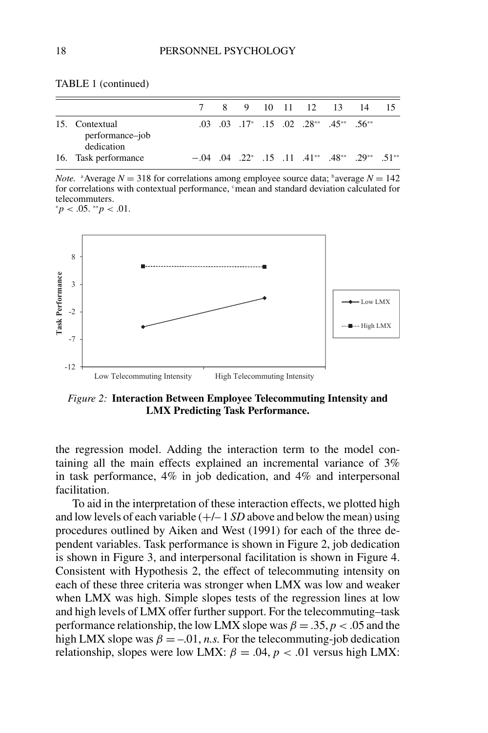TABLE 1 (continued)

| | 7 | 8 | 9 | 10 | 11 | 12 | 13 | 14 | 15 |
|---|---|---|---|---|---|---|---|---|---|
| 15. Contextual performance–job dedication | .03 | .03 | .17* | .15 | .02 | .28** | .45** | .56** | |
| 16. Task performance | −.04 | .04 | .22* | .15 | .11 | .41** | .48** | .29** | .51** |

*Note.* [a]Average $N = 318$ for correlations among employee source data; [b]average $N = 142$ for correlations with contextual performance, [c]mean and standard deviation calculated for telecommuters.
$^{*}p < .05$. $^{**}p < .01$.

*Figure 2:* **Interaction Between Employee Telecommuting Intensity and LMX Predicting Task Performance.**

the regression model. Adding the interaction term to the model containing all the main effects explained an incremental variance of 3% in task performance, 4% in job dedication, and 4% and interpersonal facilitation.

To aid in the interpretation of these interaction effects, we plotted high and low levels of each variable (+/– 1 *SD* above and below the mean) using procedures outlined by Aiken and West (1991) for each of the three dependent variables. Task performance is shown in Figure 2, job dedication is shown in Figure 3, and interpersonal facilitation is shown in Figure 4. Consistent with Hypothesis 2, the effect of telecommuting intensity on each of these three criteria was stronger when LMX was low and weaker when LMX was high. Simple slopes tests of the regression lines at low and high levels of LMX offer further support. For the telecommuting–task performance relationship, the low LMX slope was $\beta = .35$, $p < .05$ and the high LMX slope was $\beta = -.01$, *n.s.* For the telecommuting-job dedication relationship, slopes were low LMX: $\beta = .04$, $p < .01$ versus high LMX: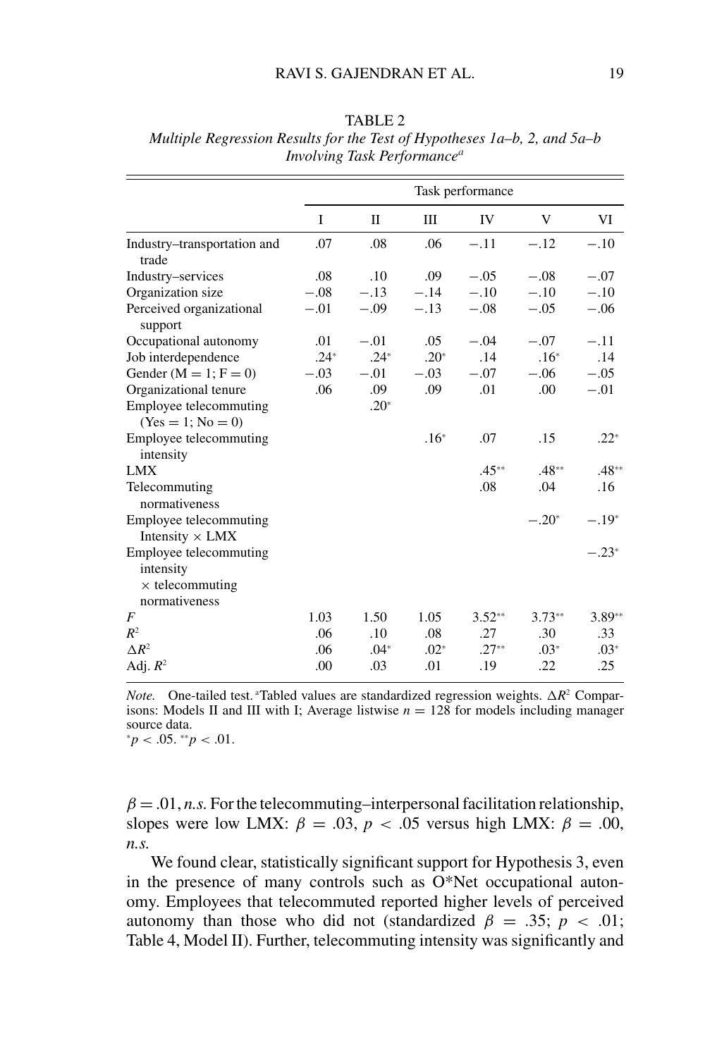TABLE 2

*Multiple Regression Results for the Test of Hypotheses 1a–b, 2, and 5a–b Involving Task Performance*[a]

| | Task performance | | | | | |
|---|---|---|---|---|---|---|
| | I | II | III | IV | V | VI |
| Industry–transportation and trade | .07 | .08 | .06 | −.11 | −.12 | −.10 |
| Industry–services | .08 | .10 | .09 | −.05 | −.08 | −.07 |
| Organization size | −.08 | −.13 | −.14 | −.10 | −.10 | −.10 |
| Perceived organizational support | −.01 | −.09 | −.13 | −.08 | −.05 | −.06 |
| Occupational autonomy | .01 | −.01 | .05 | −.04 | −.07 | −.11 |
| Job interdependence | .24* | .24* | .20* | .14 | .16* | .14 |
| Gender (M = 1; F = 0) | −.03 | −.01 | −.03 | −.07 | −.06 | −.05 |
| Organizational tenure | .06 | .09 | .09 | .01 | .00 | −.01 |
| Employee telecommuting (Yes = 1; No = 0) | | .20* | | | | |
| Employee telecommuting intensity | | | .16* | .07 | .15 | .22* |
| LMX | | | | .45** | .48** | .48** |
| Telecommuting normativeness | | | | .08 | .04 | .16 |
| Employee telecommuting Intensity × LMX | | | | | −.20* | −.19* |
| Employee telecommuting intensity × telecommuting normativeness | | | | | | −.23* |
| $F$ | 1.03 | 1.50 | 1.05 | 3.52** | 3.73** | 3.89** |
| $R^2$ | .06 | .10 | .08 | .27 | .30 | .33 |
| $\Delta R^2$ | .06 | .04* | .02* | .27** | .03* | .03* |
| Adj. $R^2$ | .00 | .03 | .01 | .19 | .22 | .25 |

*Note.* One-tailed test. [a]Tabled values are standardized regression weights. $\Delta R^2$ Comparisons: Models II and III with I; Average listwise $n = 128$ for models including manager source data.
*$p < .05$. **$p < .01$.

$\beta = .01$, *n.s.* For the telecommuting–interpersonal facilitation relationship, slopes were low LMX: $\beta = .03$, $p < .05$ versus high LMX: $\beta = .00$, *n.s.*

We found clear, statistically significant support for Hypothesis 3, even in the presence of many controls such as O*Net occupational autonomy. Employees that telecommuted reported higher levels of perceived autonomy than those who did not (standardized $\beta = .35$; $p < .01$; Table 4, Model II). Further, telecommuting intensity was significantly and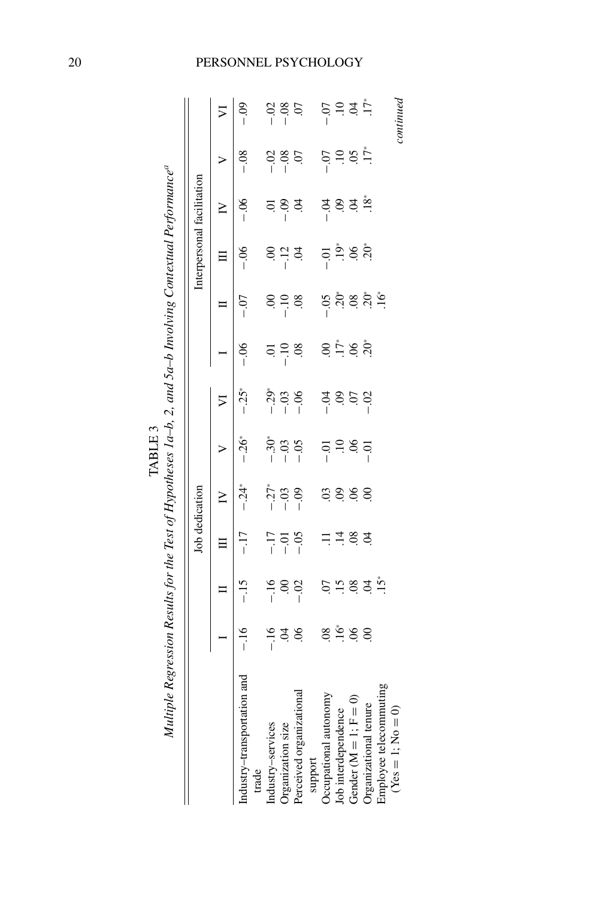TABLE 3

*Multiple Regression Results for the Test of Hypotheses 1a–b, 2, and 5a–b Involving Contextual Performance*[a]

| | Job dedication | | | | | | Interpersonal facilitation | | | | | |
|---|---|---|---|---|---|---|---|---|---|---|---|---|
| | I | II | III | IV | V | VI | I | II | III | IV | V | VI |
| Industry–transportation and trade | −.16 | −.15 | −.17 | −.24* | −.26* | −.25* | −.06 | −.07 | −.06 | −.06 | −.08 | −.09 |
| Industry–services | −.16 | −.16 | −.17 | −.27* | −.30* | −.29* | .01 | .00 | .00 | .01 | −.02 | −.02 |
| Organization size | .04 | .00 | −.01 | −.03 | −.03 | −.03 | −.10 | −.10 | −.12 | −.09 | −.08 | −.08 |
| Perceived organizational support | .06 | −.02 | −.05 | −.09 | −.05 | −.06 | .08 | .08 | .04 | .04 | .07 | .07 |
| Occupational autonomy | .08 | .07 | .11 | .03 | −.01 | −.04 | .00 | −.05 | −.01 | −.04 | −.07 | −.07 |
| Job interdependence | .16* | .15 | .14 | .09 | .10 | .09 | .17* | .20* | .19* | .09 | .10 | .10 |
| Gender (M = 1; F = 0) | .06 | .08 | .08 | .06 | .06 | .07 | .06 | .08 | .06 | .04 | .05 | .04 |
| Organizational tenure | .00 | .04 | .04 | .00 | −.01 | −.02 | .20* | .20* | .20* | .18* | .17* | .17* |
| Employee telecommuting (Yes = 1; No = 0) | | .15* | | | | | | .16* | | | | |

*continued*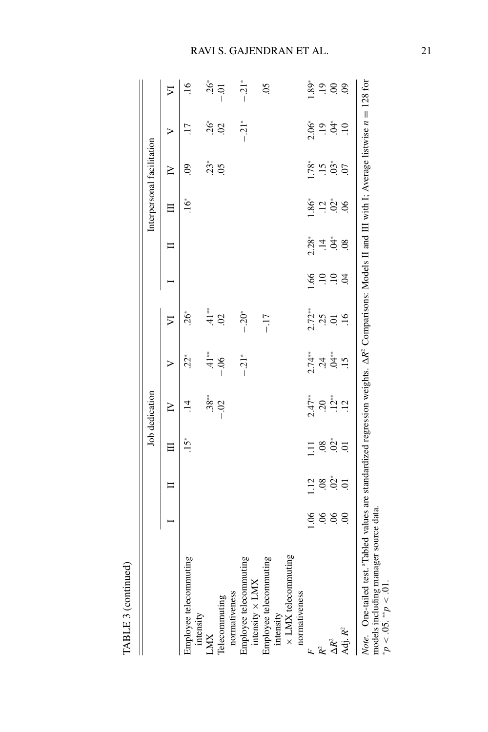TABLE 3 (continued)

| | Job dedication | | | | | | Interpersonal facilitation | | | | | |
|---|---|---|---|---|---|---|---|---|---|---|---|---|
| | I | II | III | IV | V | VI | I | II | III | IV | V | VI |
| Employee telecommuting intensity | | | .15* | .14 | .22* | .26* | | | .16* | .09 | .17 | .16 |
| LMX | | | | .38** | .41** | .41** | | | | .23* | .26* | .26* |
| Telecommuting normativeness | | | | −.02 | −.06 | .02 | | | | .05 | .02 | −.01 |
| Employee telecommuting intensity × LMX | | | | | −.21* | −.20* | | | | | −.21* | −.21* |
| Employee telecommuting intensity × LMX telecommuting normativeness | | | | | | −.17 | | | | | | .05 |
| $F$ | 1.06 | 1.12 | 1.11 | 2.47** | 2.74** | 2.72** | 1.66 | 2.28* | 1.86* | 1.78* | 2.06* | 1.89* |
| $R^2$ | .06 | .08 | .08 | .20 | .24 | .25 | .10 | .14 | .12 | .15 | .19 | .19 |
| $\Delta R^2$ | .06 | .02* | .02* | .12** | .04** | .01 | .10 | .04* | .02* | .03* | .04* | .00 |
| Adj. $R^2$ | .00 | .01 | .01 | .12 | .15 | .16 | .04 | .08 | .06 | .07 | .10 | .09 |

*Note*. One-tailed test. [a]Tabled values are standardized regression weights. $\Delta R^2$ Comparisons: Models II and III with I; Average listwise $n = 128$ for models including manager source data.
[*]$p < .05$. [**]$p < .01$.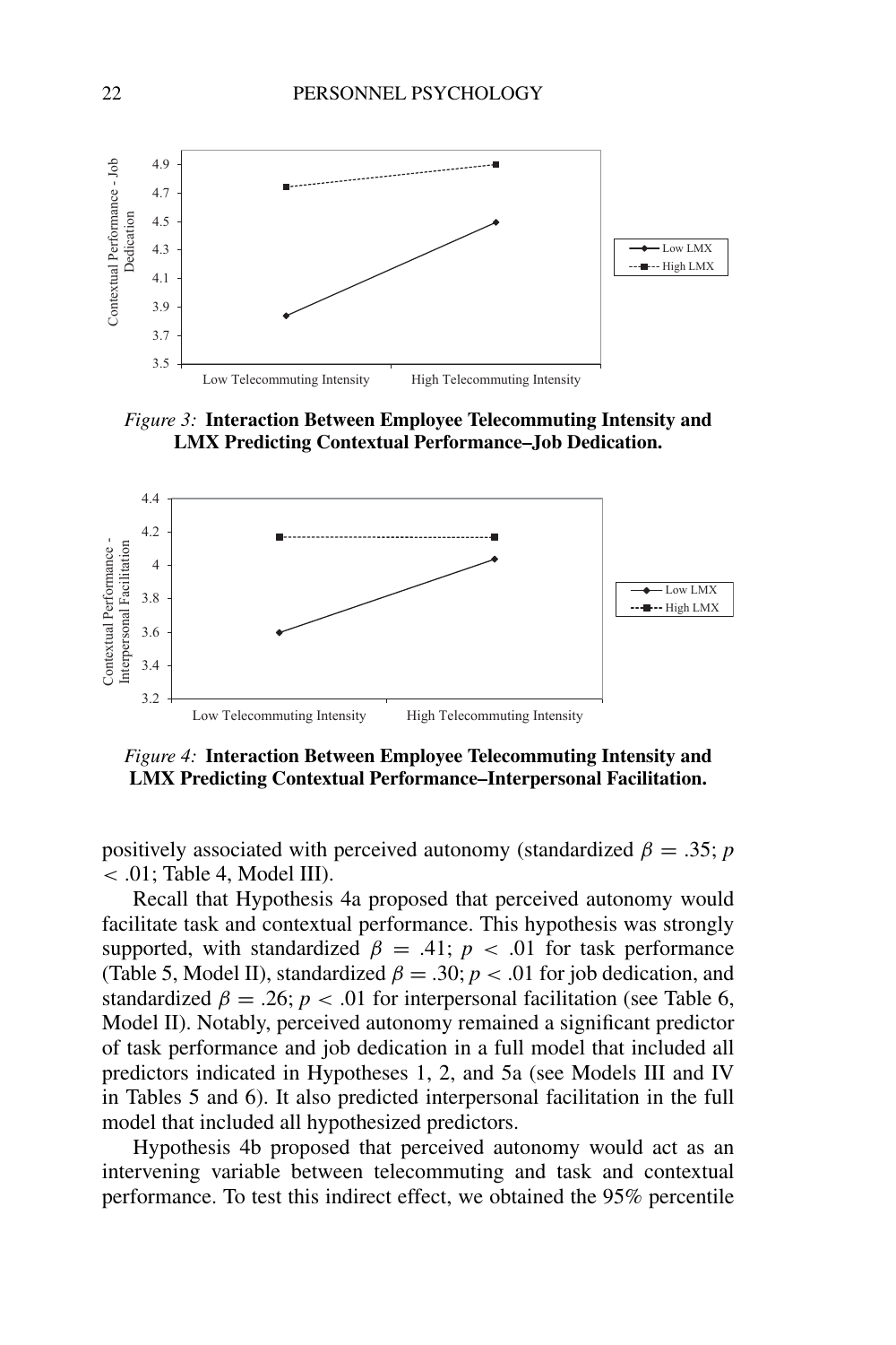*Figure 3:* **Interaction Between Employee Telecommuting Intensity and LMX Predicting Contextual Performance–Job Dedication.**

*Figure 4:* **Interaction Between Employee Telecommuting Intensity and LMX Predicting Contextual Performance–Interpersonal Facilitation.**

positively associated with perceived autonomy (standardized $\beta = .35$; $p < .01$; Table 4, Model III).

Recall that Hypothesis 4a proposed that perceived autonomy would facilitate task and contextual performance. This hypothesis was strongly supported, with standardized $\beta = .41$; $p < .01$ for task performance (Table 5, Model II), standardized $\beta = .30$; $p < .01$ for job dedication, and standardized $\beta = .26$; $p < .01$ for interpersonal facilitation (see Table 6, Model II). Notably, perceived autonomy remained a significant predictor of task performance and job dedication in a full model that included all predictors indicated in Hypotheses 1, 2, and 5a (see Models III and IV in Tables 5 and 6). It also predicted interpersonal facilitation in the full model that included all hypothesized predictors.

Hypothesis 4b proposed that perceived autonomy would act as an intervening variable between telecommuting and task and contextual performance. To test this indirect effect, we obtained the 95% percentile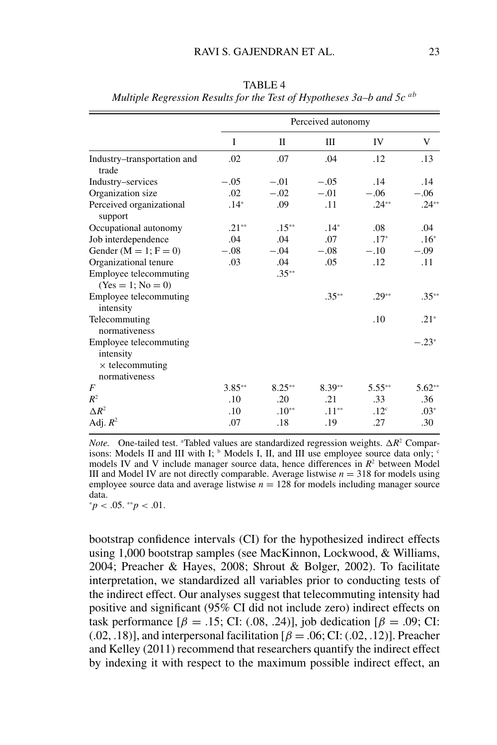TABLE 4
*Multiple Regression Results for the Test of Hypotheses 3a–b and 5c* [ab]

| | Perceived autonomy | | | | |
|---|---|---|---|---|---|
| | I | II | III | IV | V |
| Industry–transportation and trade | .02 | .07 | .04 | .12 | .13 |
| Industry–services | −.05 | −.01 | −.05 | .14 | .14 |
| Organization size | .02 | −.02 | −.01 | −.06 | −.06 |
| Perceived organizational support | .14* | .09 | .11 | .24** | .24** |
| Occupational autonomy | .21** | .15** | .14* | .08 | .04 |
| Job interdependence | .04 | .04 | .07 | .17* | .16* |
| Gender (M = 1; F = 0) | −.08 | −.04 | −.08 | −.10 | −.09 |
| Organizational tenure | .03 | .04 | .05 | .12 | .11 |
| Employee telecommuting (Yes = 1; No = 0) | | .35** | | | |
| Employee telecommuting intensity | | | .35** | .29** | .35** |
| Telecommuting normativeness | | | | .10 | .21* |
| Employee telecommuting intensity × telecommuting normativeness | | | | | −.23* |
| $F$ | 3.85** | 8.25** | 8.39** | 5.55** | 5.62** |
| $R^2$ | .10 | .20 | .21 | .33 | .36 |
| $\Delta R^2$ | .10 | .10** | .11** | .12[c] | .03* |
| Adj. $R^2$ | .07 | .18 | .19 | .27 | .30 |

*Note.* One-tailed test. [a]Tabled values are standardized regression weights. $\Delta R^2$ Comparisons: Models II and III with I; [b] Models I, II, and III use employee source data only; [c] models IV and V include manager source data, hence differences in $R^2$ between Model III and Model IV are not directly comparable. Average listwise $n = 318$ for models using employee source data and average listwise $n = 128$ for models including manager source data.
*$p < .05$. **$p < .01$.

bootstrap confidence intervals (CI) for the hypothesized indirect effects using 1,000 bootstrap samples (see MacKinnon, Lockwood, & Williams, 2004; Preacher & Hayes, 2008; Shrout & Bolger, 2002). To facilitate interpretation, we standardized all variables prior to conducting tests of the indirect effect. Our analyses suggest that telecommuting intensity had positive and significant (95% CI did not include zero) indirect effects on task performance [$\beta = .15$; CI: (.08, .24)], job dedication [$\beta = .09$; CI: (.02, .18)], and interpersonal facilitation [$\beta = .06$; CI: (.02, .12)]. Preacher and Kelley (2011) recommend that researchers quantify the indirect effect by indexing it with respect to the maximum possible indirect effect, an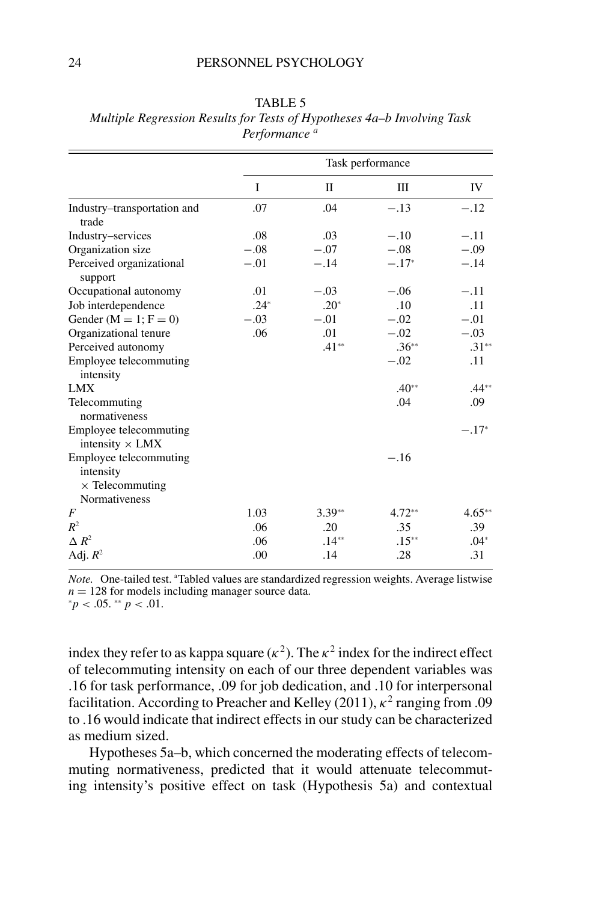TABLE 5

*Multiple Regression Results for Tests of Hypotheses 4a–b Involving Task Performance* [a]

| | Task performance | | | |
|---|---|---|---|---|
| | I | II | III | IV |
| Industry–transportation and trade | .07 | .04 | −.13 | −.12 |
| Industry–services | .08 | .03 | −.10 | −.11 |
| Organization size | −.08 | −.07 | −.08 | −.09 |
| Perceived organizational support | −.01 | −.14 | −.17* | −.14 |
| Occupational autonomy | .01 | −.03 | −.06 | −.11 |
| Job interdependence | .24* | .20* | .10 | .11 |
| Gender (M = 1; F = 0) | −.03 | −.01 | −.02 | −.01 |
| Organizational tenure | .06 | .01 | −.02 | −.03 |
| Perceived autonomy | | .41** | .36** | .31** |
| Employee telecommuting intensity | | | −.02 | .11 |
| LMX | | | .40** | .44** |
| Telecommuting normativeness | | | .04 | .09 |
| Employee telecommuting intensity × LMX | | | | −.17* |
| Employee telecommuting intensity × Telecommuting Normativeness | | | −.16 | |
| $F$ | 1.03 | 3.39** | 4.72** | 4.65** |
| $R^2$ | .06 | .20 | .35 | .39 |
| $\Delta R^2$ | .06 | .14** | .15** | .04* |
| Adj. $R^2$ | .00 | .14 | .28 | .31 |

*Note.* One-tailed test. [a]Tabled values are standardized regression weights. Average listwise $n = 128$ for models including manager source data.
$^{*}p < .05$. $^{**}p < .01$.

index they refer to as kappa square ($\kappa^2$). The $\kappa^2$ index for the indirect effect of telecommuting intensity on each of our three dependent variables was .16 for task performance, .09 for job dedication, and .10 for interpersonal facilitation. According to Preacher and Kelley (2011), $\kappa^2$ ranging from .09 to .16 would indicate that indirect effects in our study can be characterized as medium sized.

Hypotheses 5a–b, which concerned the moderating effects of telecommuting normativeness, predicted that it would attenuate telecommuting intensity's positive effect on task (Hypothesis 5a) and contextual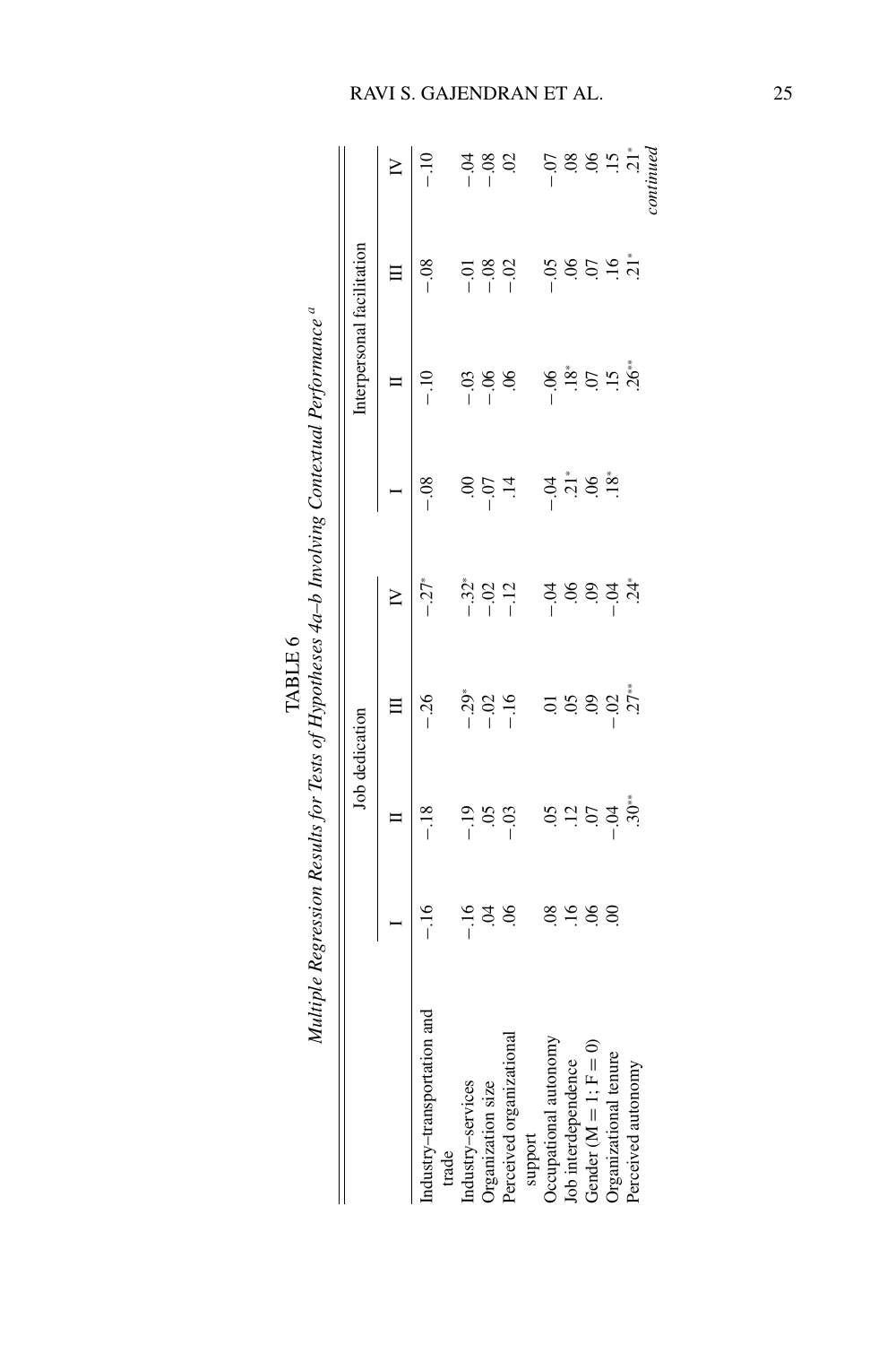TABLE 6

*Multiple Regression Results for Tests of Hypotheses 4a–b Involving Contextual Performance* [a]

| | Job dedication | | | | Interpersonal facilitation | | | |
|---|---|---|---|---|---|---|---|---|
| | I | II | III | IV | I | II | III | IV |
| Industry–transportation and trade | −.16 | −.18 | −.26 | −.27* | −.08 | −.10 | −.08 | −.10 |
| Industry–services | −.16 | −.19 | −.29* | −.32* | .00 | −.03 | −.01 | −.04 |
| Organization size | .04 | .05 | −.02 | −.02 | −.07 | −.06 | −.08 | −.08 |
| Perceived organizational support | .06 | −.03 | −.16 | −.12 | .14 | .06 | −.02 | .02 |
| Occupational autonomy | .08 | .05 | .01 | −.04 | −.04 | −.06 | −.05 | −.07 |
| Job interdependence | .16 | .12 | .05 | .06 | .21* | .18* | .06 | .08 |
| Gender (M = 1; F = 0) | .06 | .07 | .09 | .09 | .06 | .07 | .07 | .06 |
| Organizational tenure | .00 | −.04 | −.02 | −.04 | .18* | .15 | .16 | .15 |
| Perceived autonomy | | .30** | .27** | .24* | | .26** | .21* | .21* |

*continued*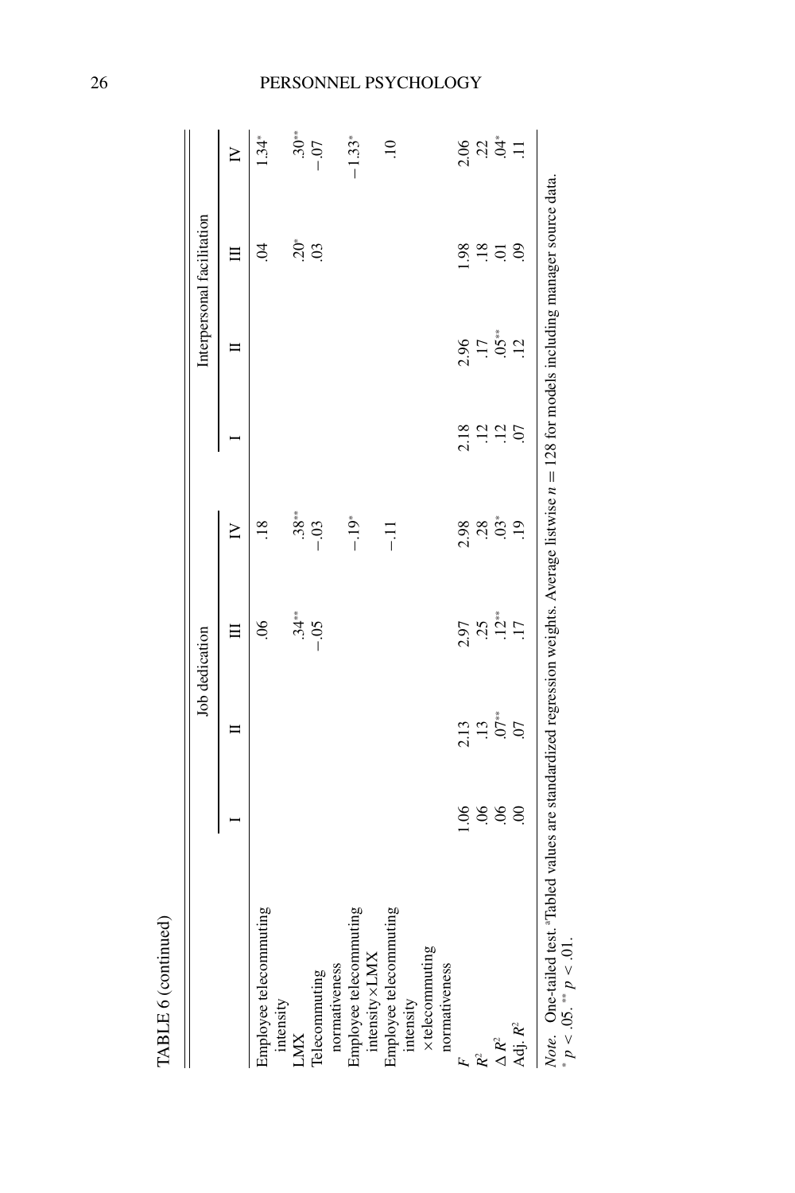TABLE 6 (continued)

| | Job dedication | | | | Interpersonal facilitation | | | |
|---|---|---|---|---|---|---|---|---|
| | I | II | III | IV | I | II | III | IV |
| Employee telecommuting intensity | | | .06 | .18 | | | .04 | 1.34* |
| LMX | | | .34** | .38** | | | .20* | .30** |
| Telecommuting normativeness | | | −.05 | −.03 | | | .03 | −.07 |
| Employee telecommuting intensity×LMX | | | | −.19* | | | | −1.33* |
| Employee telecommuting intensity ×telecommuting normativeness | | | | −.11 | | | | .10 |
| $F$ | 1.06 | 2.13 | 2.97 | 2.98 | 2.18 | 2.96 | 1.98 | 2.06 |
| $R^2$ | .06 | .13 | .25 | .28 | .12 | .17 | .18 | .22 |
| $\Delta R^2$ | .06 | .07** | .12** | .03* | .12 | .05** | .01 | .04* |
| Adj. $R^2$ | .00 | .07 | .17 | .19 | .07 | .12 | .09 | .11 |

*Note.* One-tailed test. [a]Tabled values are standardized regression weights. Average listwise $n = 128$ for models including manager source data.
* $p < .05$. ** $p < .01$.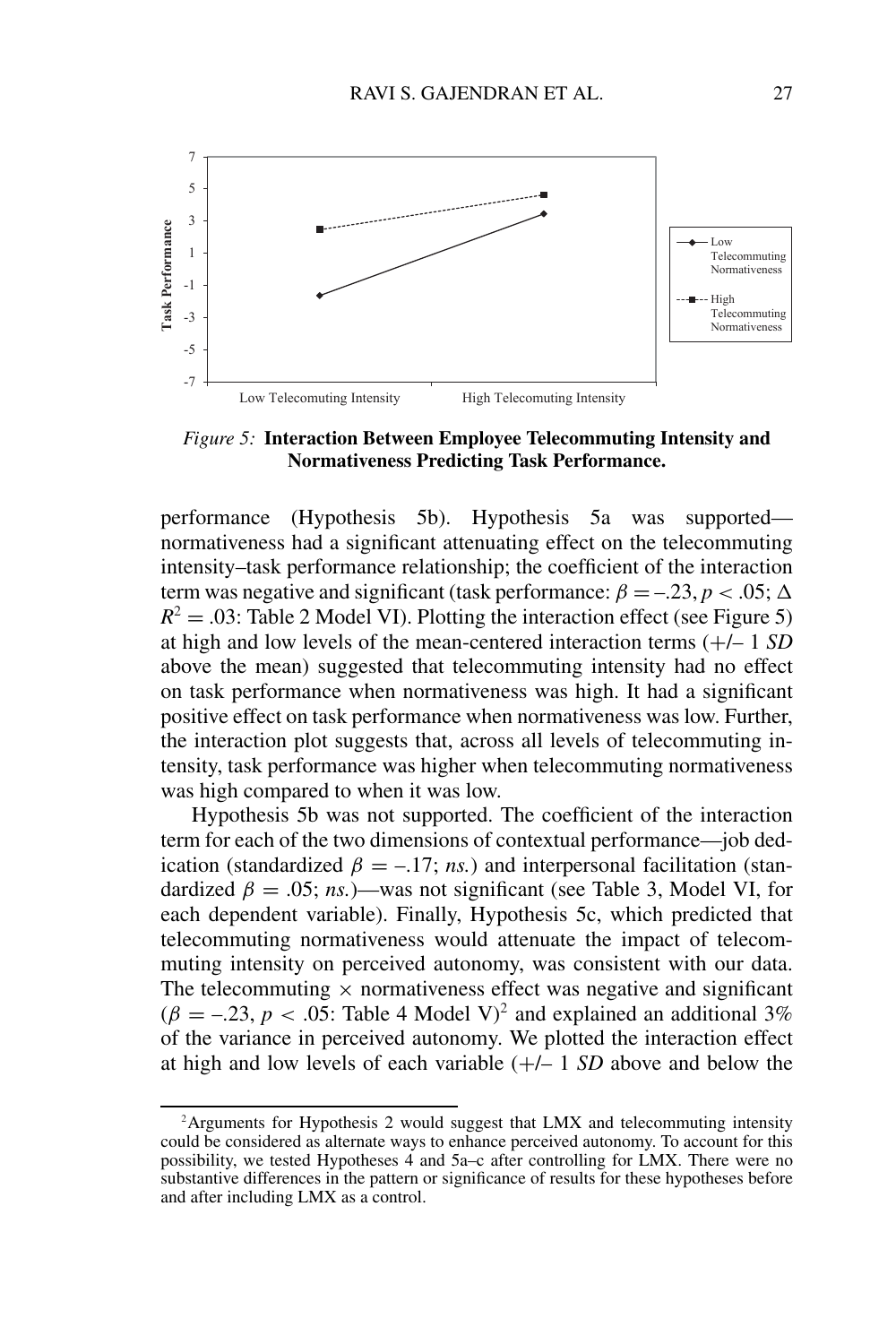*Figure 5:* **Interaction Between Employee Telecommuting Intensity and Normativeness Predicting Task Performance.**

performance (Hypothesis 5b). Hypothesis 5a was supported—normativeness had a significant attenuating effect on the telecommuting intensity–task performance relationship; the coefficient of the interaction term was negative and significant (task performance: $\beta = -.23$, $p < .05$; $\Delta R^2 = .03$: Table 2 Model VI). Plotting the interaction effect (see Figure 5) at high and low levels of the mean-centered interaction terms (+/– 1 *SD* above the mean) suggested that telecommuting intensity had no effect on task performance when normativeness was high. It had a significant positive effect on task performance when normativeness was low. Further, the interaction plot suggests that, across all levels of telecommuting intensity, task performance was higher when telecommuting normativeness was high compared to when it was low.

Hypothesis 5b was not supported. The coefficient of the interaction term for each of the two dimensions of contextual performance—job dedication (standardized $\beta = -.17$; *ns.*) and interpersonal facilitation (standardized $\beta = .05$; *ns.*)—was not significant (see Table 3, Model VI, for each dependent variable). Finally, Hypothesis 5c, which predicted that telecommuting normativeness would attenuate the impact of telecommuting intensity on perceived autonomy, was consistent with our data. The telecommuting $\times$ normativeness effect was negative and significant ($\beta = -.23$, $p < .05$: Table 4 Model V)[2] and explained an additional 3% of the variance in perceived autonomy. We plotted the interaction effect at high and low levels of each variable (+/– 1 *SD* above and below the

[2]Arguments for Hypothesis 2 would suggest that LMX and telecommuting intensity could be considered as alternate ways to enhance perceived autonomy. To account for this possibility, we tested Hypotheses 4 and 5a–c after controlling for LMX. There were no substantive differences in the pattern or significance of results for these hypotheses before and after including LMX as a control.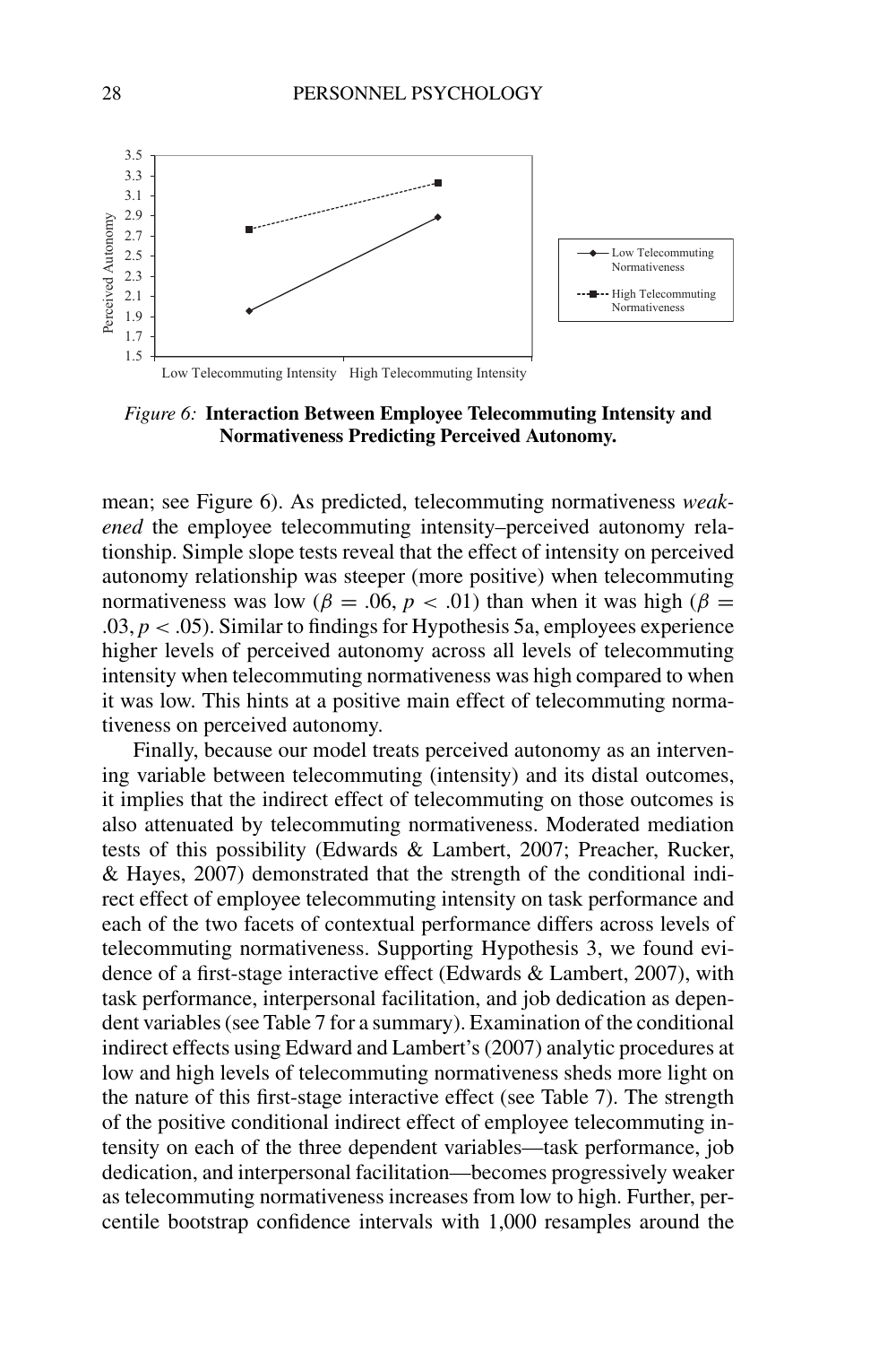*Figure 6:* **Interaction Between Employee Telecommuting Intensity and Normativeness Predicting Perceived Autonomy.**

mean; see Figure 6). As predicted, telecommuting normativeness *weakened* the employee telecommuting intensity–perceived autonomy relationship. Simple slope tests reveal that the effect of intensity on perceived autonomy relationship was steeper (more positive) when telecommuting normativeness was low ($\beta = .06$, $p < .01$) than when it was high ($\beta = .03$, $p < .05$). Similar to findings for Hypothesis 5a, employees experience higher levels of perceived autonomy across all levels of telecommuting intensity when telecommuting normativeness was high compared to when it was low. This hints at a positive main effect of telecommuting normativeness on perceived autonomy.

Finally, because our model treats perceived autonomy as an intervening variable between telecommuting (intensity) and its distal outcomes, it implies that the indirect effect of telecommuting on those outcomes is also attenuated by telecommuting normativeness. Moderated mediation tests of this possibility (Edwards & Lambert, 2007; Preacher, Rucker, & Hayes, 2007) demonstrated that the strength of the conditional indirect effect of employee telecommuting intensity on task performance and each of the two facets of contextual performance differs across levels of telecommuting normativeness. Supporting Hypothesis 3, we found evidence of a first-stage interactive effect (Edwards & Lambert, 2007), with task performance, interpersonal facilitation, and job dedication as dependent variables (see Table 7 for a summary). Examination of the conditional indirect effects using Edward and Lambert's (2007) analytic procedures at low and high levels of telecommuting normativeness sheds more light on the nature of this first-stage interactive effect (see Table 7). The strength of the positive conditional indirect effect of employee telecommuting intensity on each of the three dependent variables—task performance, job dedication, and interpersonal facilitation—becomes progressively weaker as telecommuting normativeness increases from low to high. Further, percentile bootstrap confidence intervals with 1,000 resamples around the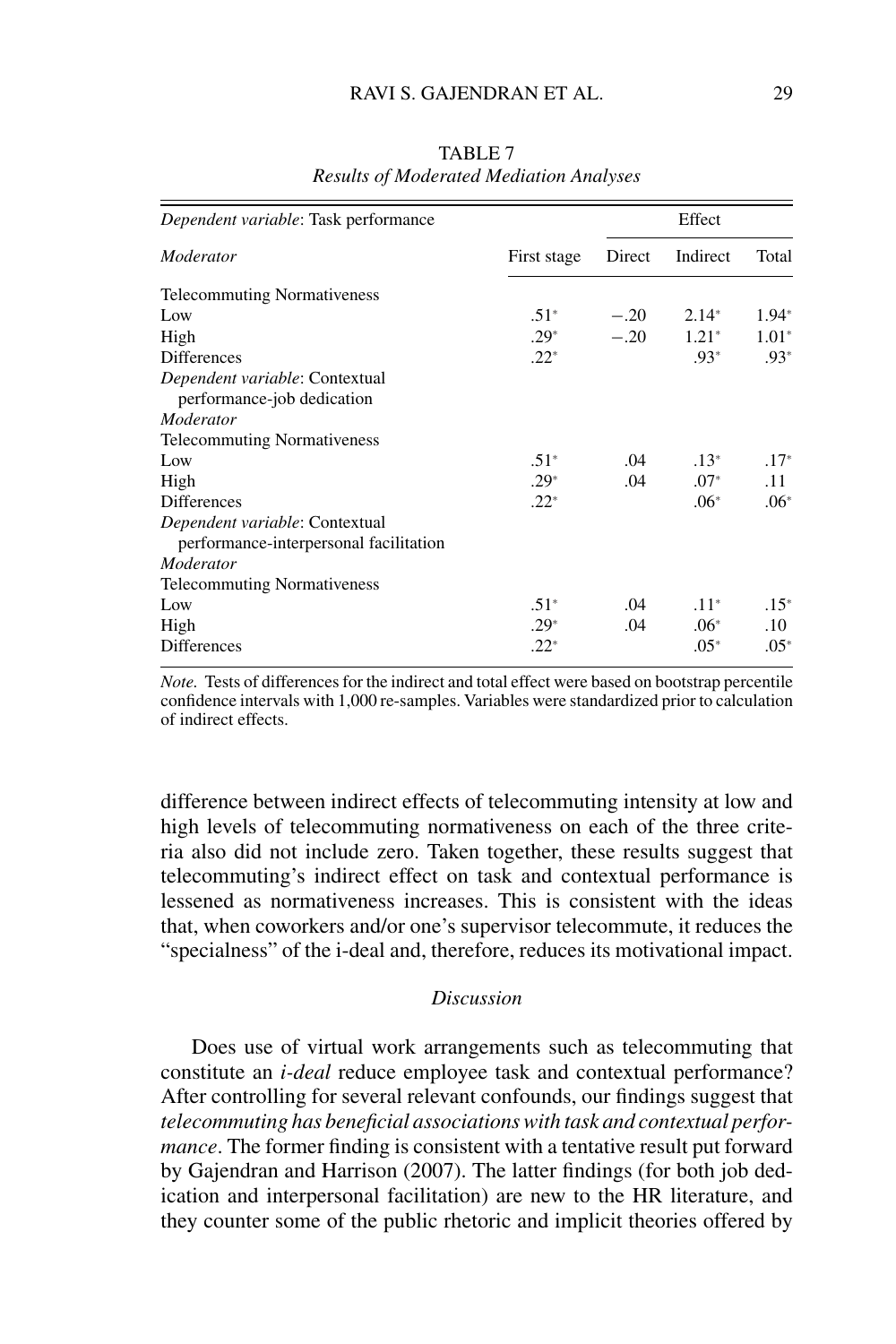TABLE 7
*Results of Moderated Mediation Analyses*

| *Dependent variable*: Task performance | | Effect | | |
|---|---|---|---|---|
| *Moderator* | First stage | Direct | Indirect | Total |
| Telecommuting Normativeness | | | | |
| Low | .51* | −.20 | 2.14* | 1.94* |
| High | .29* | −.20 | 1.21* | 1.01* |
| Differences | .22* | | .93* | .93* |
| *Dependent variable*: Contextual performance-job dedication | | | | |
| *Moderator* | | | | |
| Telecommuting Normativeness | | | | |
| Low | .51* | .04 | .13* | .17* |
| High | .29* | .04 | .07* | .11 |
| Differences | .22* | | .06* | .06* |
| *Dependent variable*: Contextual performance-interpersonal facilitation | | | | |
| *Moderator* | | | | |
| Telecommuting Normativeness | | | | |
| Low | .51* | .04 | .11* | .15* |
| High | .29* | .04 | .06* | .10 |
| Differences | .22* | | .05* | .05* |

*Note.* Tests of differences for the indirect and total effect were based on bootstrap percentile confidence intervals with 1,000 re-samples. Variables were standardized prior to calculation of indirect effects.

difference between indirect effects of telecommuting intensity at low and high levels of telecommuting normativeness on each of the three criteria also did not include zero. Taken together, these results suggest that telecommuting's indirect effect on task and contextual performance is lessened as normativeness increases. This is consistent with the ideas that, when coworkers and/or one's supervisor telecommute, it reduces the "specialness" of the i-deal and, therefore, reduces its motivational impact.

## *Discussion*

Does use of virtual work arrangements such as telecommuting that constitute an *i-deal* reduce employee task and contextual performance? After controlling for several relevant confounds, our findings suggest that *telecommuting has beneficial associations with task and contextual performance*. The former finding is consistent with a tentative result put forward by Gajendran and Harrison (2007). The latter findings (for both job dedication and interpersonal facilitation) are new to the HR literature, and they counter some of the public rhetoric and implicit theories offered by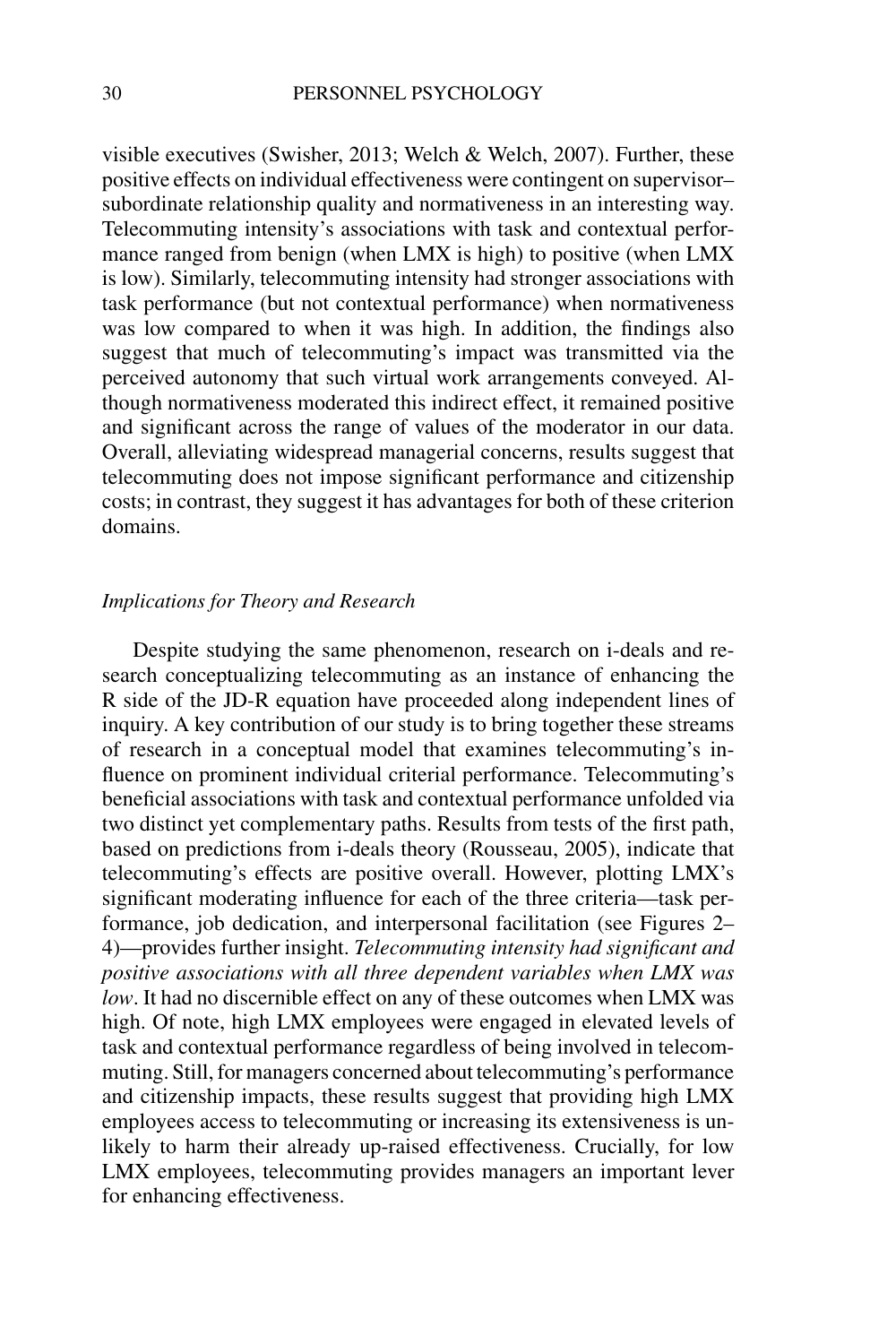visible executives (Swisher, 2013; Welch & Welch, 2007). Further, these positive effects on individual effectiveness were contingent on supervisor–subordinate relationship quality and normativeness in an interesting way. Telecommuting intensity's associations with task and contextual performance ranged from benign (when LMX is high) to positive (when LMX is low). Similarly, telecommuting intensity had stronger associations with task performance (but not contextual performance) when normativeness was low compared to when it was high. In addition, the findings also suggest that much of telecommuting's impact was transmitted via the perceived autonomy that such virtual work arrangements conveyed. Although normativeness moderated this indirect effect, it remained positive and significant across the range of values of the moderator in our data. Overall, alleviating widespread managerial concerns, results suggest that telecommuting does not impose significant performance and citizenship costs; in contrast, they suggest it has advantages for both of these criterion domains.

### *Implications for Theory and Research*

Despite studying the same phenomenon, research on i-deals and research conceptualizing telecommuting as an instance of enhancing the R side of the JD-R equation have proceeded along independent lines of inquiry. A key contribution of our study is to bring together these streams of research in a conceptual model that examines telecommuting's influence on prominent individual criterial performance. Telecommuting's beneficial associations with task and contextual performance unfolded via two distinct yet complementary paths. Results from tests of the first path, based on predictions from i-deals theory (Rousseau, 2005), indicate that telecommuting's effects are positive overall. However, plotting LMX's significant moderating influence for each of the three criteria—task performance, job dedication, and interpersonal facilitation (see Figures 2–4)—provides further insight. *Telecommuting intensity had significant and positive associations with all three dependent variables when LMX was low*. It had no discernible effect on any of these outcomes when LMX was high. Of note, high LMX employees were engaged in elevated levels of task and contextual performance regardless of being involved in telecommuting. Still, for managers concerned about telecommuting's performance and citizenship impacts, these results suggest that providing high LMX employees access to telecommuting or increasing its extensiveness is unlikely to harm their already up-raised effectiveness. Crucially, for low LMX employees, telecommuting provides managers an important lever for enhancing effectiveness.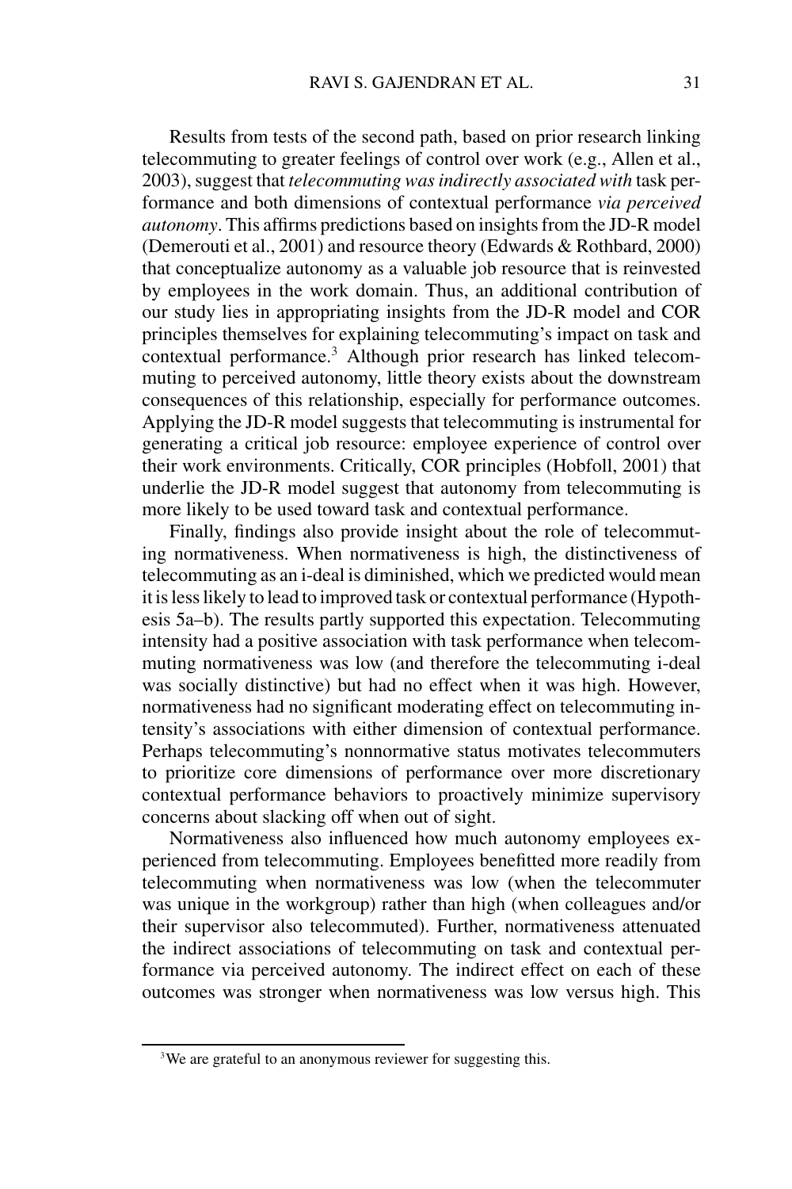Results from tests of the second path, based on prior research linking telecommuting to greater feelings of control over work (e.g., Allen et al., 2003), suggest that *telecommuting was indirectly associated with* task performance and both dimensions of contextual performance *via perceived autonomy*. This affirms predictions based on insights from the JD-R model (Demerouti et al., 2001) and resource theory (Edwards & Rothbard, 2000) that conceptualize autonomy as a valuable job resource that is reinvested by employees in the work domain. Thus, an additional contribution of our study lies in appropriating insights from the JD-R model and COR principles themselves for explaining telecommuting's impact on task and contextual performance.[3] Although prior research has linked telecommuting to perceived autonomy, little theory exists about the downstream consequences of this relationship, especially for performance outcomes. Applying the JD-R model suggests that telecommuting is instrumental for generating a critical job resource: employee experience of control over their work environments. Critically, COR principles (Hobfoll, 2001) that underlie the JD-R model suggest that autonomy from telecommuting is more likely to be used toward task and contextual performance.

Finally, findings also provide insight about the role of telecommuting normativeness. When normativeness is high, the distinctiveness of telecommuting as an i-deal is diminished, which we predicted would mean it is less likely to lead to improved task or contextual performance (Hypothesis 5a–b). The results partly supported this expectation. Telecommuting intensity had a positive association with task performance when telecommuting normativeness was low (and therefore the telecommuting i-deal was socially distinctive) but had no effect when it was high. However, normativeness had no significant moderating effect on telecommuting intensity's associations with either dimension of contextual performance. Perhaps telecommuting's nonnormative status motivates telecommuters to prioritize core dimensions of performance over more discretionary contextual performance behaviors to proactively minimize supervisory concerns about slacking off when out of sight.

Normativeness also influenced how much autonomy employees experienced from telecommuting. Employees benefitted more readily from telecommuting when normativeness was low (when the telecommuter was unique in the workgroup) rather than high (when colleagues and/or their supervisor also telecommuted). Further, normativeness attenuated the indirect associations of telecommuting on task and contextual performance via perceived autonomy. The indirect effect on each of these outcomes was stronger when normativeness was low versus high. This

[3]We are grateful to an anonymous reviewer for suggesting this.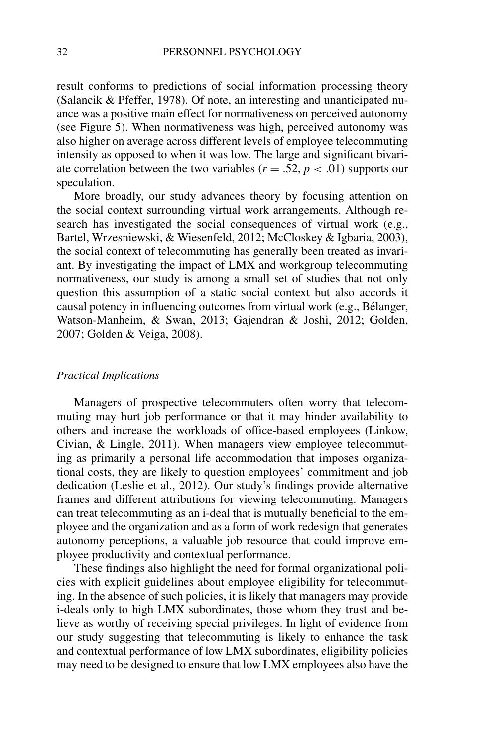result conforms to predictions of social information processing theory (Salancik & Pfeffer, 1978). Of note, an interesting and unanticipated nuance was a positive main effect for normativeness on perceived autonomy (see Figure 5). When normativeness was high, perceived autonomy was also higher on average across different levels of employee telecommuting intensity as opposed to when it was low. The large and significant bivariate correlation between the two variables ($r = .52$, $p < .01$) supports our speculation.

More broadly, our study advances theory by focusing attention on the social context surrounding virtual work arrangements. Although research has investigated the social consequences of virtual work (e.g., Bartel, Wrzesniewski, & Wiesenfeld, 2012; McCloskey & Igbaria, 2003), the social context of telecommuting has generally been treated as invariant. By investigating the impact of LMX and workgroup telecommuting normativeness, our study is among a small set of studies that not only question this assumption of a static social context but also accords it causal potency in influencing outcomes from virtual work (e.g., Bélanger, Watson-Manheim, & Swan, 2013; Gajendran & Joshi, 2012; Golden, 2007; Golden & Veiga, 2008).

### *Practical Implications*

Managers of prospective telecommuters often worry that telecommuting may hurt job performance or that it may hinder availability to others and increase the workloads of office-based employees (Linkow, Civian, & Lingle, 2011). When managers view employee telecommuting as primarily a personal life accommodation that imposes organizational costs, they are likely to question employees' commitment and job dedication (Leslie et al., 2012). Our study's findings provide alternative frames and different attributions for viewing telecommuting. Managers can treat telecommuting as an i-deal that is mutually beneficial to the employee and the organization and as a form of work redesign that generates autonomy perceptions, a valuable job resource that could improve employee productivity and contextual performance.

These findings also highlight the need for formal organizational policies with explicit guidelines about employee eligibility for telecommuting. In the absence of such policies, it is likely that managers may provide i-deals only to high LMX subordinates, those whom they trust and believe as worthy of receiving special privileges. In light of evidence from our study suggesting that telecommuting is likely to enhance the task and contextual performance of low LMX subordinates, eligibility policies may need to be designed to ensure that low LMX employees also have the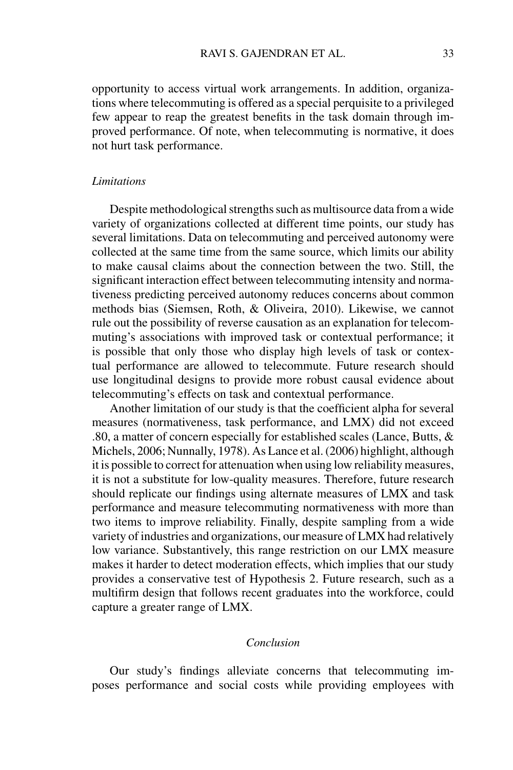opportunity to access virtual work arrangements. In addition, organizations where telecommuting is offered as a special perquisite to a privileged few appear to reap the greatest benefits in the task domain through improved performance. Of note, when telecommuting is normative, it does not hurt task performance.

### *Limitations*

Despite methodological strengths such as multisource data from a wide variety of organizations collected at different time points, our study has several limitations. Data on telecommuting and perceived autonomy were collected at the same time from the same source, which limits our ability to make causal claims about the connection between the two. Still, the significant interaction effect between telecommuting intensity and normativeness predicting perceived autonomy reduces concerns about common methods bias (Siemsen, Roth, & Oliveira, 2010). Likewise, we cannot rule out the possibility of reverse causation as an explanation for telecommuting's associations with improved task or contextual performance; it is possible that only those who display high levels of task or contextual performance are allowed to telecommute. Future research should use longitudinal designs to provide more robust causal evidence about telecommuting's effects on task and contextual performance.

Another limitation of our study is that the coefficient alpha for several measures (normativeness, task performance, and LMX) did not exceed .80, a matter of concern especially for established scales (Lance, Butts, & Michels, 2006; Nunnally, 1978). As Lance et al. (2006) highlight, although it is possible to correct for attenuation when using low reliability measures, it is not a substitute for low-quality measures. Therefore, future research should replicate our findings using alternate measures of LMX and task performance and measure telecommuting normativeness with more than two items to improve reliability. Finally, despite sampling from a wide variety of industries and organizations, our measure of LMX had relatively low variance. Substantively, this range restriction on our LMX measure makes it harder to detect moderation effects, which implies that our study provides a conservative test of Hypothesis 2. Future research, such as a multifirm design that follows recent graduates into the workforce, could capture a greater range of LMX.

## *Conclusion*

Our study's findings alleviate concerns that telecommuting imposes performance and social costs while providing employees with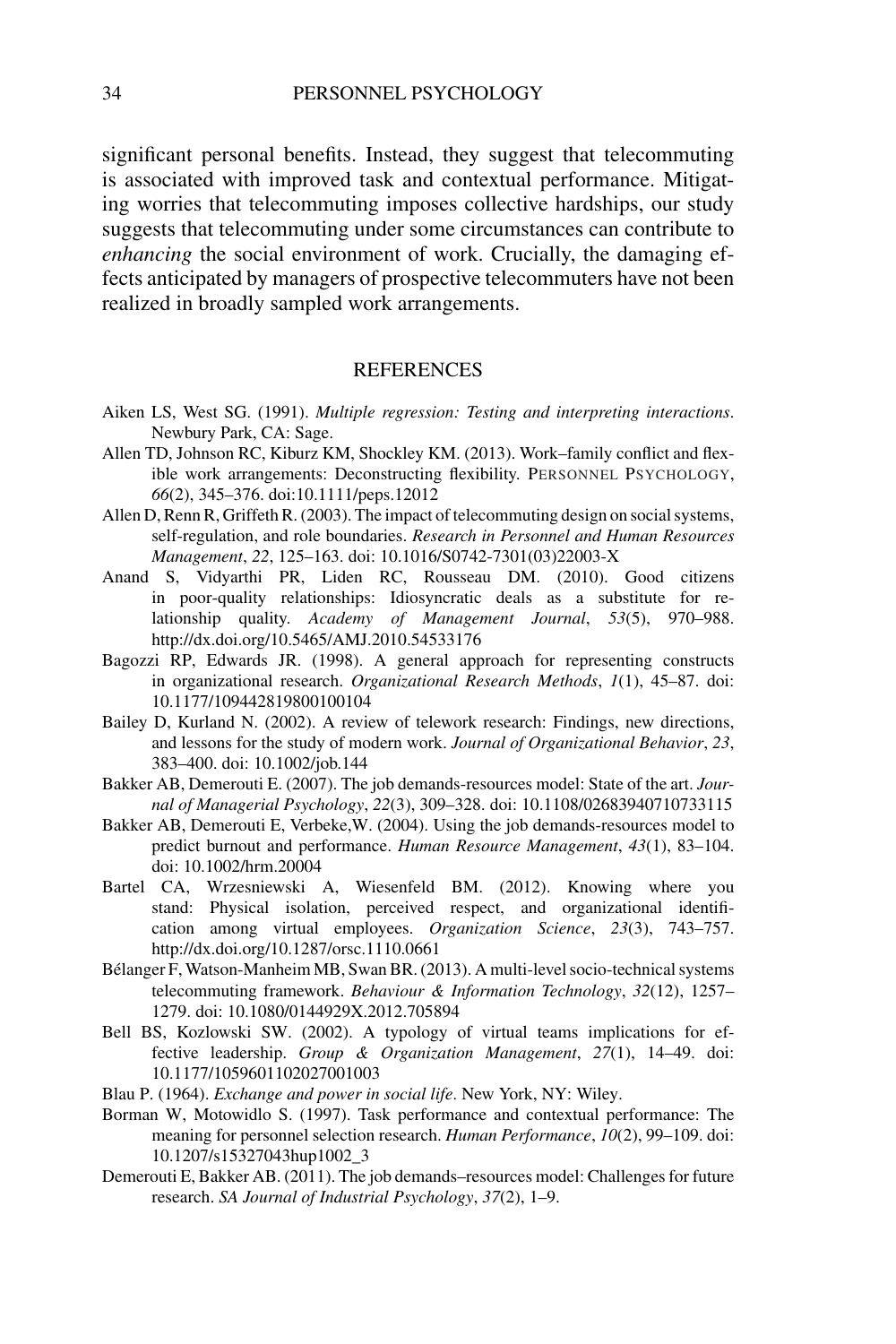significant personal benefits. Instead, they suggest that telecommuting is associated with improved task and contextual performance. Mitigating worries that telecommuting imposes collective hardships, our study suggests that telecommuting under some circumstances can contribute to *enhancing* the social environment of work. Crucially, the damaging effects anticipated by managers of prospective telecommuters have not been realized in broadly sampled work arrangements.

## REFERENCES

Aiken LS, West SG. (1991). *Multiple regression: Testing and interpreting interactions*. Newbury Park, CA: Sage.

Allen TD, Johnson RC, Kiburz KM, Shockley KM. (2013). Work–family conflict and flexible work arrangements: Deconstructing flexibility. PERSONNEL PSYCHOLOGY, *66*(2), 345–376. doi:10.1111/peps.12012

Allen D, Renn R, Griffeth R. (2003). The impact of telecommuting design on social systems, self-regulation, and role boundaries. *Research in Personnel and Human Resources Management*, *22*, 125–163. doi: 10.1016/S0742-7301(03)22003-X

Anand S, Vidyarthi PR, Liden RC, Rousseau DM. (2010). Good citizens in poor-quality relationships: Idiosyncratic deals as a substitute for relationship quality. *Academy of Management Journal*, *53*(5), 970–988. http://dx.doi.org/10.5465/AMJ.2010.54533176

Bagozzi RP, Edwards JR. (1998). A general approach for representing constructs in organizational research. *Organizational Research Methods*, *1*(1), 45–87. doi: 10.1177/109442819800100104

Bailey D, Kurland N. (2002). A review of telework research: Findings, new directions, and lessons for the study of modern work. *Journal of Organizational Behavior*, *23*, 383–400. doi: 10.1002/job.144

Bakker AB, Demerouti E. (2007). The job demands-resources model: State of the art. *Journal of Managerial Psychology*, *22*(3), 309–328. doi: 10.1108/02683940710733115

Bakker AB, Demerouti E, Verbeke,W. (2004). Using the job demands-resources model to predict burnout and performance. *Human Resource Management*, *43*(1), 83–104. doi: 10.1002/hrm.20004

Bartel CA, Wrzesniewski A, Wiesenfeld BM. (2012). Knowing where you stand: Physical isolation, perceived respect, and organizational identification among virtual employees. *Organization Science*, *23*(3), 743–757. http://dx.doi.org/10.1287/orsc.1110.0661

Bélanger F, Watson-Manheim MB, Swan BR. (2013). A multi-level socio-technical systems telecommuting framework. *Behaviour & Information Technology*, *32*(12), 1257–1279. doi: 10.1080/0144929X.2012.705894

Bell BS, Kozlowski SW. (2002). A typology of virtual teams implications for effective leadership. *Group & Organization Management*, *27*(1), 14–49. doi: 10.1177/1059601102027001003

Blau P. (1964). *Exchange and power in social life*. New York, NY: Wiley.

Borman W, Motowidlo S. (1997). Task performance and contextual performance: The meaning for personnel selection research. *Human Performance*, *10*(2), 99–109. doi: 10.1207/s15327043hup1002_3

Demerouti E, Bakker AB. (2011). The job demands–resources model: Challenges for future research. *SA Journal of Industrial Psychology*, *37*(2), 1–9.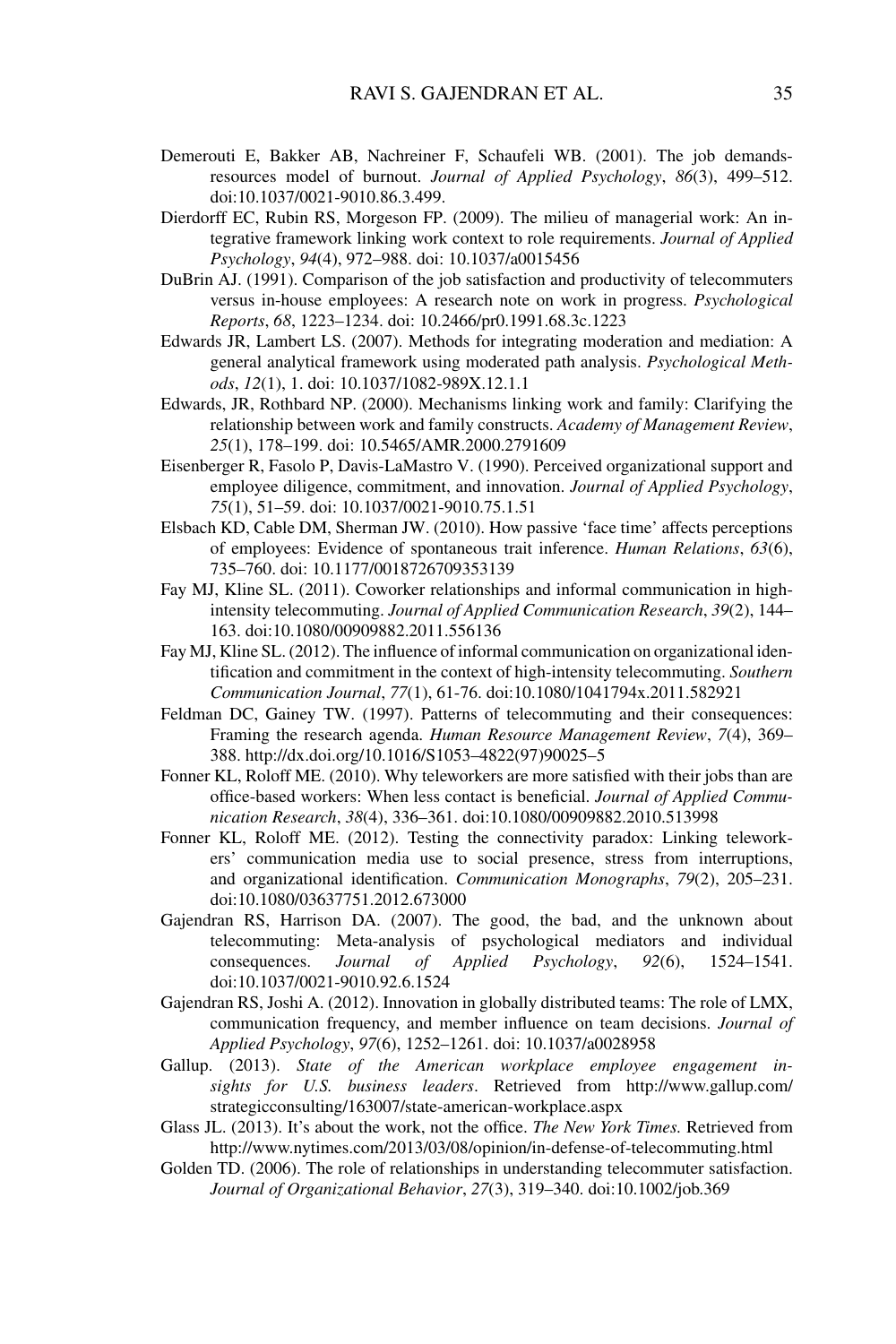Demerouti E, Bakker AB, Nachreiner F, Schaufeli WB. (2001). The job demands-resources model of burnout. *Journal of Applied Psychology*, *86*(3), 499–512. doi:10.1037/0021-9010.86.3.499.

Dierdorff EC, Rubin RS, Morgeson FP. (2009). The milieu of managerial work: An integrative framework linking work context to role requirements. *Journal of Applied Psychology*, *94*(4), 972–988. doi: 10.1037/a0015456

DuBrin AJ. (1991). Comparison of the job satisfaction and productivity of telecommuters versus in-house employees: A research note on work in progress. *Psychological Reports*, *68*, 1223–1234. doi: 10.2466/pr0.1991.68.3c.1223

Edwards JR, Lambert LS. (2007). Methods for integrating moderation and mediation: A general analytical framework using moderated path analysis. *Psychological Methods*, *12*(1), 1. doi: 10.1037/1082-989X.12.1.1

Edwards, JR, Rothbard NP. (2000). Mechanisms linking work and family: Clarifying the relationship between work and family constructs. *Academy of Management Review*, *25*(1), 178–199. doi: 10.5465/AMR.2000.2791609

Eisenberger R, Fasolo P, Davis-LaMastro V. (1990). Perceived organizational support and employee diligence, commitment, and innovation. *Journal of Applied Psychology*, *75*(1), 51–59. doi: 10.1037/0021-9010.75.1.51

Elsbach KD, Cable DM, Sherman JW. (2010). How passive 'face time' affects perceptions of employees: Evidence of spontaneous trait inference. *Human Relations*, *63*(6), 735–760. doi: 10.1177/0018726709353139

Fay MJ, Kline SL. (2011). Coworker relationships and informal communication in high-intensity telecommuting. *Journal of Applied Communication Research*, *39*(2), 144–163. doi:10.1080/00909882.2011.556136

Fay MJ, Kline SL. (2012). The influence of informal communication on organizational identification and commitment in the context of high-intensity telecommuting. *Southern Communication Journal*, *77*(1), 61-76. doi:10.1080/1041794x.2011.582921

Feldman DC, Gainey TW. (1997). Patterns of telecommuting and their consequences: Framing the research agenda. *Human Resource Management Review*, *7*(4), 369–388. http://dx.doi.org/10.1016/S1053–4822(97)90025–5

Fonner KL, Roloff ME. (2010). Why teleworkers are more satisfied with their jobs than are office-based workers: When less contact is beneficial. *Journal of Applied Communication Research*, *38*(4), 336–361. doi:10.1080/00909882.2010.513998

Fonner KL, Roloff ME. (2012). Testing the connectivity paradox: Linking teleworkers' communication media use to social presence, stress from interruptions, and organizational identification. *Communication Monographs*, *79*(2), 205–231. doi:10.1080/03637751.2012.673000

Gajendran RS, Harrison DA. (2007). The good, the bad, and the unknown about telecommuting: Meta-analysis of psychological mediators and individual consequences. *Journal of Applied Psychology*, *92*(6), 1524–1541. doi:10.1037/0021-9010.92.6.1524

Gajendran RS, Joshi A. (2012). Innovation in globally distributed teams: The role of LMX, communication frequency, and member influence on team decisions. *Journal of Applied Psychology*, *97*(6), 1252–1261. doi: 10.1037/a0028958

Gallup. (2013). *State of the American workplace employee engagement insights for U.S. business leaders*. Retrieved from http://www.gallup.com/strategicconsulting/163007/state-american-workplace.aspx

Glass JL. (2013). It's about the work, not the office. *The New York Times.* Retrieved from http://www.nytimes.com/2013/03/08/opinion/in-defense-of-telecommuting.html

Golden TD. (2006). The role of relationships in understanding telecommuter satisfaction. *Journal of Organizational Behavior*, *27*(3), 319–340. doi:10.1002/job.369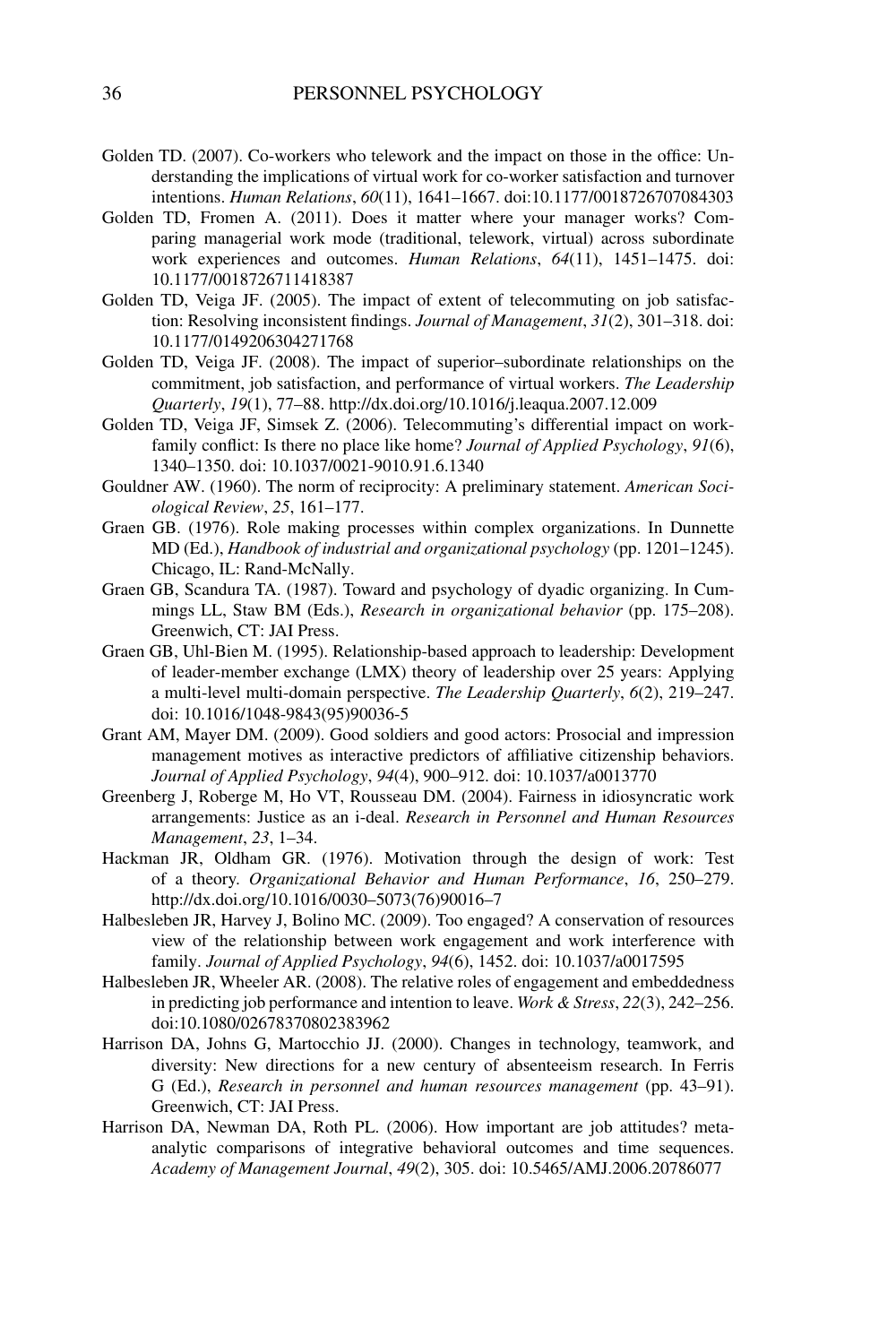Golden TD. (2007). Co-workers who telework and the impact on those in the office: Understanding the implications of virtual work for co-worker satisfaction and turnover intentions. *Human Relations*, *60*(11), 1641–1667. doi:10.1177/0018726707084303

Golden TD, Fromen A. (2011). Does it matter where your manager works? Comparing managerial work mode (traditional, telework, virtual) across subordinate work experiences and outcomes. *Human Relations*, *64*(11), 1451–1475. doi: 10.1177/0018726711418387

Golden TD, Veiga JF. (2005). The impact of extent of telecommuting on job satisfaction: Resolving inconsistent findings. *Journal of Management*, *31*(2), 301–318. doi: 10.1177/0149206304271768

Golden TD, Veiga JF. (2008). The impact of superior–subordinate relationships on the commitment, job satisfaction, and performance of virtual workers. *The Leadership Quarterly*, *19*(1), 77–88. http://dx.doi.org/10.1016/j.leaqua.2007.12.009

Golden TD, Veiga JF, Simsek Z. (2006). Telecommuting's differential impact on work-family conflict: Is there no place like home? *Journal of Applied Psychology*, *91*(6), 1340–1350. doi: 10.1037/0021-9010.91.6.1340

Gouldner AW. (1960). The norm of reciprocity: A preliminary statement. *American Sociological Review*, *25*, 161–177.

Graen GB. (1976). Role making processes within complex organizations. In Dunnette MD (Ed.), *Handbook of industrial and organizational psychology* (pp. 1201–1245). Chicago, IL: Rand-McNally.

Graen GB, Scandura TA. (1987). Toward and psychology of dyadic organizing. In Cummings LL, Staw BM (Eds.), *Research in organizational behavior* (pp. 175–208). Greenwich, CT: JAI Press.

Graen GB, Uhl-Bien M. (1995). Relationship-based approach to leadership: Development of leader-member exchange (LMX) theory of leadership over 25 years: Applying a multi-level multi-domain perspective. *The Leadership Quarterly*, *6*(2), 219–247. doi: 10.1016/1048-9843(95)90036-5

Grant AM, Mayer DM. (2009). Good soldiers and good actors: Prosocial and impression management motives as interactive predictors of affiliative citizenship behaviors. *Journal of Applied Psychology*, *94*(4), 900–912. doi: 10.1037/a0013770

Greenberg J, Roberge M, Ho VT, Rousseau DM. (2004). Fairness in idiosyncratic work arrangements: Justice as an i-deal. *Research in Personnel and Human Resources Management*, *23*, 1–34.

Hackman JR, Oldham GR. (1976). Motivation through the design of work: Test of a theory. *Organizational Behavior and Human Performance*, *16*, 250–279. http://dx.doi.org/10.1016/0030–5073(76)90016–7

Halbesleben JR, Harvey J, Bolino MC. (2009). Too engaged? A conservation of resources view of the relationship between work engagement and work interference with family. *Journal of Applied Psychology*, *94*(6), 1452. doi: 10.1037/a0017595

Halbesleben JR, Wheeler AR. (2008). The relative roles of engagement and embeddedness in predicting job performance and intention to leave. *Work & Stress*, *22*(3), 242–256. doi:10.1080/02678370802383962

Harrison DA, Johns G, Martocchio JJ. (2000). Changes in technology, teamwork, and diversity: New directions for a new century of absenteeism research. In Ferris G (Ed.), *Research in personnel and human resources management* (pp. 43–91). Greenwich, CT: JAI Press.

Harrison DA, Newman DA, Roth PL. (2006). How important are job attitudes? meta-analytic comparisons of integrative behavioral outcomes and time sequences. *Academy of Management Journal*, *49*(2), 305. doi: 10.5465/AMJ.2006.20786077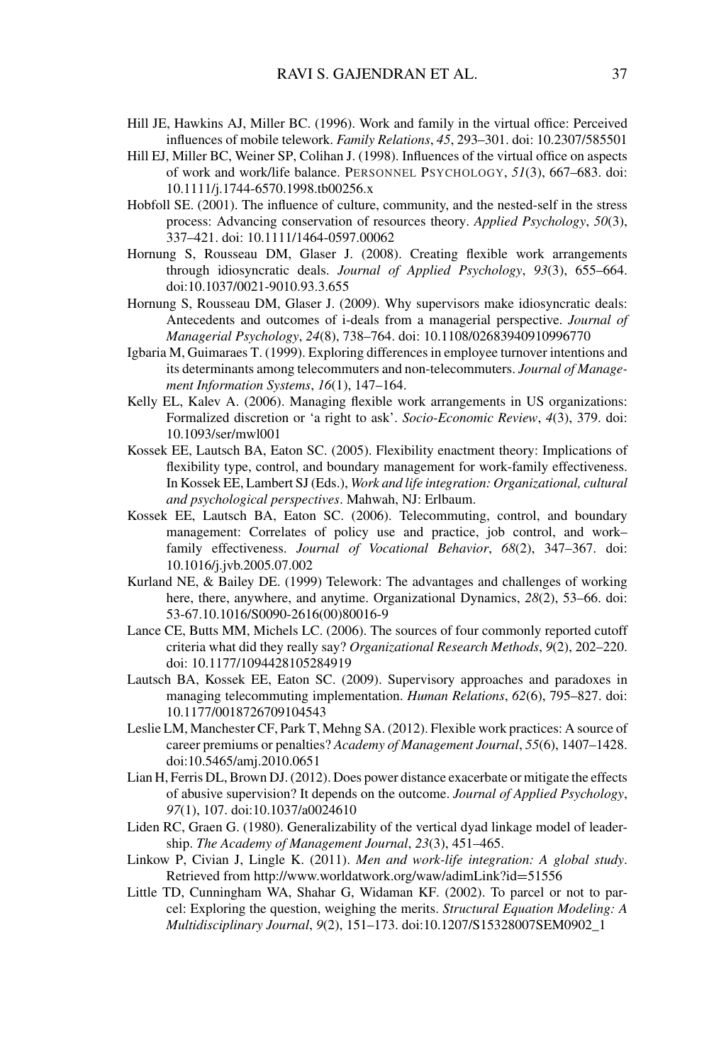Hill JE, Hawkins AJ, Miller BC. (1996). Work and family in the virtual office: Perceived influences of mobile telework. *Family Relations*, *45*, 293–301. doi: 10.2307/585501

Hill EJ, Miller BC, Weiner SP, Colihan J. (1998). Influences of the virtual office on aspects of work and work/life balance. PERSONNEL PSYCHOLOGY, *51*(3), 667–683. doi: 10.1111/j.1744-6570.1998.tb00256.x

Hobfoll SE. (2001). The influence of culture, community, and the nested-self in the stress process: Advancing conservation of resources theory. *Applied Psychology*, *50*(3), 337–421. doi: 10.1111/1464-0597.00062

Hornung S, Rousseau DM, Glaser J. (2008). Creating flexible work arrangements through idiosyncratic deals. *Journal of Applied Psychology*, *93*(3), 655–664. doi:10.1037/0021-9010.93.3.655

Hornung S, Rousseau DM, Glaser J. (2009). Why supervisors make idiosyncratic deals: Antecedents and outcomes of i-deals from a managerial perspective. *Journal of Managerial Psychology*, *24*(8), 738–764. doi: 10.1108/02683940910996770

Igbaria M, Guimaraes T. (1999). Exploring differences in employee turnover intentions and its determinants among telecommuters and non-telecommuters. *Journal of Management Information Systems*, *16*(1), 147–164.

Kelly EL, Kalev A. (2006). Managing flexible work arrangements in US organizations: Formalized discretion or 'a right to ask'. *Socio-Economic Review*, *4*(3), 379. doi: 10.1093/ser/mwl001

Kossek EE, Lautsch BA, Eaton SC. (2005). Flexibility enactment theory: Implications of flexibility type, control, and boundary management for work-family effectiveness. In Kossek EE, Lambert SJ (Eds.), *Work and life integration: Organizational, cultural and psychological perspectives*. Mahwah, NJ: Erlbaum.

Kossek EE, Lautsch BA, Eaton SC. (2006). Telecommuting, control, and boundary management: Correlates of policy use and practice, job control, and work–family effectiveness. *Journal of Vocational Behavior*, *68*(2), 347–367. doi: 10.1016/j.jvb.2005.07.002

Kurland NE, & Bailey DE. (1999) Telework: The advantages and challenges of working here, there, anywhere, and anytime. Organizational Dynamics, *28*(2), 53–66. doi: 53-67.10.1016/S0090-2616(00)80016-9

Lance CE, Butts MM, Michels LC. (2006). The sources of four commonly reported cutoff criteria what did they really say? *Organizational Research Methods*, *9*(2), 202–220. doi: 10.1177/1094428105284919

Lautsch BA, Kossek EE, Eaton SC. (2009). Supervisory approaches and paradoxes in managing telecommuting implementation. *Human Relations*, *62*(6), 795–827. doi: 10.1177/0018726709104543

Leslie LM, Manchester CF, Park T, Mehng SA. (2012). Flexible work practices: A source of career premiums or penalties? *Academy of Management Journal*, *55*(6), 1407–1428. doi:10.5465/amj.2010.0651

Lian H, Ferris DL, Brown DJ. (2012). Does power distance exacerbate or mitigate the effects of abusive supervision? It depends on the outcome. *Journal of Applied Psychology*, *97*(1), 107. doi:10.1037/a0024610

Liden RC, Graen G. (1980). Generalizability of the vertical dyad linkage model of leadership. *The Academy of Management Journal*, *23*(3), 451–465.

Linkow P, Civian J, Lingle K. (2011). *Men and work-life integration: A global study*. Retrieved from http://www.worldatwork.org/waw/adimLink?id=51556

Little TD, Cunningham WA, Shahar G, Widaman KF. (2002). To parcel or not to parcel: Exploring the question, weighing the merits. *Structural Equation Modeling: A Multidisciplinary Journal*, *9*(2), 151–173. doi:10.1207/S15328007SEM0902_1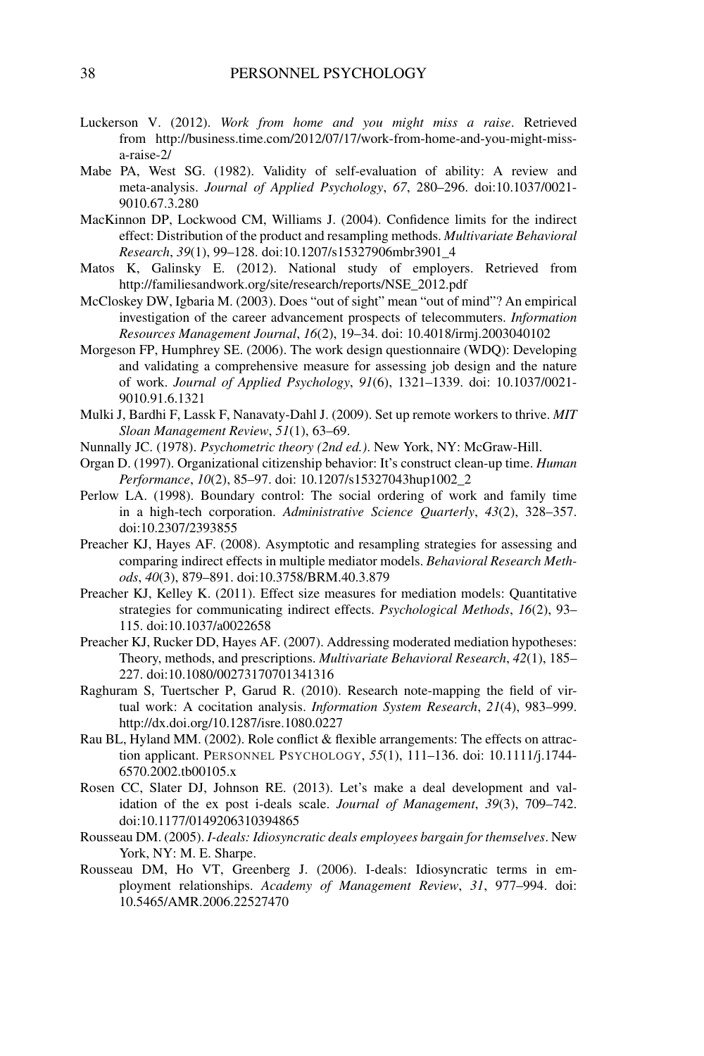Luckerson V. (2012). *Work from home and you might miss a raise*. Retrieved from http://business.time.com/2012/07/17/work-from-home-and-you-might-miss-a-raise-2/

Mabe PA, West SG. (1982). Validity of self-evaluation of ability: A review and meta-analysis. *Journal of Applied Psychology*, *67*, 280–296. doi:10.1037/0021-9010.67.3.280

MacKinnon DP, Lockwood CM, Williams J. (2004). Confidence limits for the indirect effect: Distribution of the product and resampling methods. *Multivariate Behavioral Research*, *39*(1), 99–128. doi:10.1207/s15327906mbr3901_4

Matos K, Galinsky E. (2012). National study of employers. Retrieved from http://familiesandwork.org/site/research/reports/NSE_2012.pdf

McCloskey DW, Igbaria M. (2003). Does "out of sight" mean "out of mind"? An empirical investigation of the career advancement prospects of telecommuters. *Information Resources Management Journal*, *16*(2), 19–34. doi: 10.4018/irmj.2003040102

Morgeson FP, Humphrey SE. (2006). The work design questionnaire (WDQ): Developing and validating a comprehensive measure for assessing job design and the nature of work. *Journal of Applied Psychology*, *91*(6), 1321–1339. doi: 10.1037/0021-9010.91.6.1321

Mulki J, Bardhi F, Lassk F, Nanavaty-Dahl J. (2009). Set up remote workers to thrive. *MIT Sloan Management Review*, *51*(1), 63–69.

Nunnally JC. (1978). *Psychometric theory (2nd ed.)*. New York, NY: McGraw-Hill.

Organ D. (1997). Organizational citizenship behavior: It's construct clean-up time. *Human Performance*, *10*(2), 85–97. doi: 10.1207/s15327043hup1002_2

Perlow LA. (1998). Boundary control: The social ordering of work and family time in a high-tech corporation. *Administrative Science Quarterly*, *43*(2), 328–357. doi:10.2307/2393855

Preacher KJ, Hayes AF. (2008). Asymptotic and resampling strategies for assessing and comparing indirect effects in multiple mediator models. *Behavioral Research Methods*, *40*(3), 879–891. doi:10.3758/BRM.40.3.879

Preacher KJ, Kelley K. (2011). Effect size measures for mediation models: Quantitative strategies for communicating indirect effects. *Psychological Methods*, *16*(2), 93–115. doi:10.1037/a0022658

Preacher KJ, Rucker DD, Hayes AF. (2007). Addressing moderated mediation hypotheses: Theory, methods, and prescriptions. *Multivariate Behavioral Research*, *42*(1), 185–227. doi:10.1080/00273170701341316

Raghuram S, Tuertscher P, Garud R. (2010). Research note-mapping the field of virtual work: A cocitation analysis. *Information System Research*, *21*(4), 983–999. http://dx.doi.org/10.1287/isre.1080.0227

Rau BL, Hyland MM. (2002). Role conflict & flexible arrangements: The effects on attraction applicant. PERSONNEL PSYCHOLOGY, *55*(1), 111–136. doi: 10.1111/j.1744-6570.2002.tb00105.x

Rosen CC, Slater DJ, Johnson RE. (2013). Let's make a deal development and validation of the ex post i-deals scale. *Journal of Management*, *39*(3), 709–742. doi:10.1177/0149206310394865

Rousseau DM. (2005). *I-deals: Idiosyncratic deals employees bargain for themselves*. New York, NY: M. E. Sharpe.

Rousseau DM, Ho VT, Greenberg J. (2006). I-deals: Idiosyncratic terms in employment relationships. *Academy of Management Review*, *31*, 977–994. doi: 10.5465/AMR.2006.22527470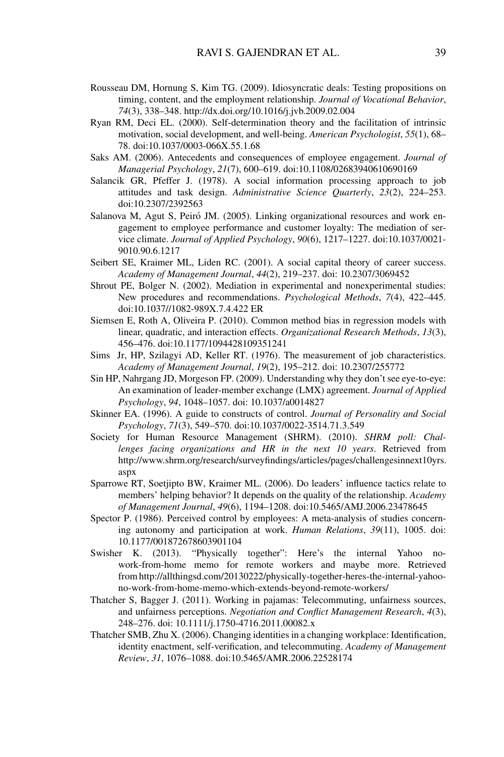Rousseau DM, Hornung S, Kim TG. (2009). Idiosyncratic deals: Testing propositions on timing, content, and the employment relationship. *Journal of Vocational Behavior*, *74*(3), 338–348. http://dx.doi.org/10.1016/j.jvb.2009.02.004

Ryan RM, Deci EL. (2000). Self-determination theory and the facilitation of intrinsic motivation, social development, and well-being. *American Psychologist*, *55*(1), 68–78. doi:10.1037/0003-066X.55.1.68

Saks AM. (2006). Antecedents and consequences of employee engagement. *Journal of Managerial Psychology*, *21*(7), 600–619. doi:10.1108/02683940610690169

Salancik GR, Pfeffer J. (1978). A social information processing approach to job attitudes and task design. *Administrative Science Quarterly*, *23*(2), 224–253. doi:10.2307/2392563

Salanova M, Agut S, Peiró JM. (2005). Linking organizational resources and work engagement to employee performance and customer loyalty: The mediation of service climate. *Journal of Applied Psychology*, *90*(6), 1217–1227. doi:10.1037/0021-9010.90.6.1217

Seibert SE, Kraimer ML, Liden RC. (2001). A social capital theory of career success. *Academy of Management Journal*, *44*(2), 219–237. doi: 10.2307/3069452

Shrout PE, Bolger N. (2002). Mediation in experimental and nonexperimental studies: New procedures and recommendations. *Psychological Methods*, *7*(4), 422–445. doi:10.1037//1082-989X.7.4.422 ER

Siemsen E, Roth A, Oliveira P. (2010). Common method bias in regression models with linear, quadratic, and interaction effects. *Organizational Research Methods*, *13*(3), 456–476. doi:10.1177/1094428109351241

Sims Jr, HP, Szilagyi AD, Keller RT. (1976). The measurement of job characteristics. *Academy of Management Journal*, *19*(2), 195–212. doi: 10.2307/255772

Sin HP, Nahrgang JD, Morgeson FP. (2009). Understanding why they don't see eye-to-eye: An examination of leader-member exchange (LMX) agreement. *Journal of Applied Psychology*, *94*, 1048–1057. doi: 10.1037/a0014827

Skinner EA. (1996). A guide to constructs of control. *Journal of Personality and Social Psychology*, *71*(3), 549–570. doi:10.1037/0022-3514.71.3.549

Society for Human Resource Management (SHRM). (2010). *SHRM poll: Challenges facing organizations and HR in the next 10 years*. Retrieved from http://www.shrm.org/research/surveyfindings/articles/pages/challengesinnext10yrs.aspx

Sparrowe RT, Soetjipto BW, Kraimer ML. (2006). Do leaders' influence tactics relate to members' helping behavior? It depends on the quality of the relationship. *Academy of Management Journal*, *49*(6), 1194–1208. doi:10.5465/AMJ.2006.23478645

Spector P. (1986). Perceived control by employees: A meta-analysis of studies concerning autonomy and participation at work. *Human Relations*, *39*(11), 1005. doi: 10.1177/001872678603901104

Swisher K. (2013). "Physically together": Here's the internal Yahoo no-work-from-home memo for remote workers and maybe more. Retrieved from http://allthingsd.com/20130222/physically-together-heres-the-internal-yahoo-no-work-from-home-memo-which-extends-beyond-remote-workers/

Thatcher S, Bagger J. (2011). Working in pajamas: Telecommuting, unfairness sources, and unfairness perceptions. *Negotiation and Conflict Management Research*, *4*(3), 248–276. doi: 10.1111/j.1750-4716.2011.00082.x

Thatcher SMB, Zhu X. (2006). Changing identities in a changing workplace: Identification, identity enactment, self-verification, and telecommuting. *Academy of Management Review*, *31*, 1076–1088. doi:10.5465/AMR.2006.22528174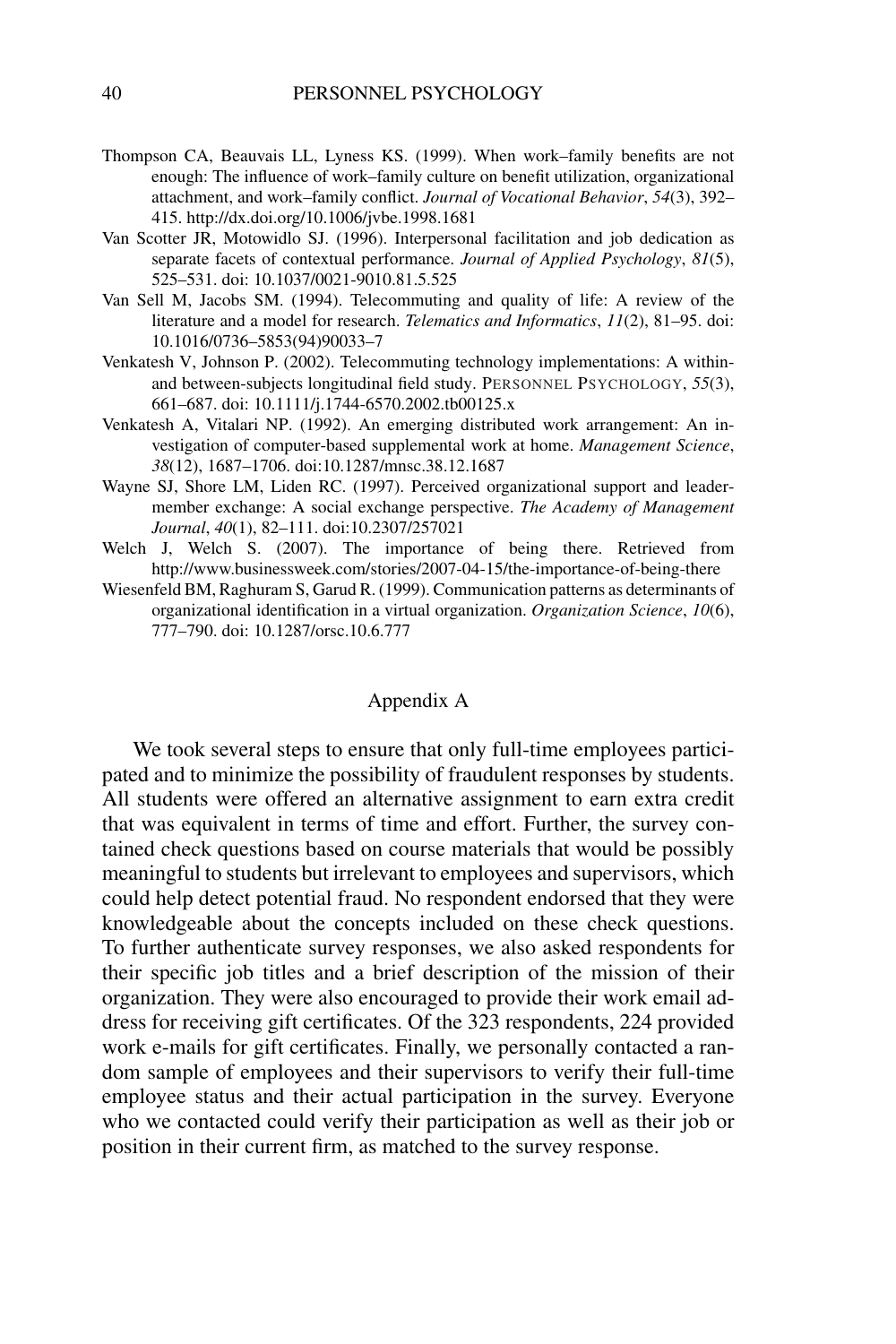Thompson CA, Beauvais LL, Lyness KS. (1999). When work–family benefits are not enough: The influence of work–family culture on benefit utilization, organizational attachment, and work–family conflict. *Journal of Vocational Behavior*, *54*(3), 392–415. http://dx.doi.org/10.1006/jvbe.1998.1681

Van Scotter JR, Motowidlo SJ. (1996). Interpersonal facilitation and job dedication as separate facets of contextual performance. *Journal of Applied Psychology*, *81*(5), 525–531. doi: 10.1037/0021-9010.81.5.525

Van Sell M, Jacobs SM. (1994). Telecommuting and quality of life: A review of the literature and a model for research. *Telematics and Informatics*, *11*(2), 81–95. doi: 10.1016/0736–5853(94)90033–7

Venkatesh V, Johnson P. (2002). Telecommuting technology implementations: A within- and between-subjects longitudinal field study. PERSONNEL PSYCHOLOGY, *55*(3), 661–687. doi: 10.1111/j.1744-6570.2002.tb00125.x

Venkatesh A, Vitalari NP. (1992). An emerging distributed work arrangement: An investigation of computer-based supplemental work at home. *Management Science*, *38*(12), 1687–1706. doi:10.1287/mnsc.38.12.1687

Wayne SJ, Shore LM, Liden RC. (1997). Perceived organizational support and leader-member exchange: A social exchange perspective. *The Academy of Management Journal*, *40*(1), 82–111. doi:10.2307/257021

Welch J, Welch S. (2007). The importance of being there. Retrieved from http://www.businessweek.com/stories/2007-04-15/the-importance-of-being-there

Wiesenfeld BM, Raghuram S, Garud R. (1999). Communication patterns as determinants of organizational identification in a virtual organization. *Organization Science*, *10*(6), 777–790. doi: 10.1287/orsc.10.6.777

## Appendix A

We took several steps to ensure that only full-time employees participated and to minimize the possibility of fraudulent responses by students. All students were offered an alternative assignment to earn extra credit that was equivalent in terms of time and effort. Further, the survey contained check questions based on course materials that would be possibly meaningful to students but irrelevant to employees and supervisors, which could help detect potential fraud. No respondent endorsed that they were knowledgeable about the concepts included on these check questions. To further authenticate survey responses, we also asked respondents for their specific job titles and a brief description of the mission of their organization. They were also encouraged to provide their work email address for receiving gift certificates. Of the 323 respondents, 224 provided work e-mails for gift certificates. Finally, we personally contacted a random sample of employees and their supervisors to verify their full-time employee status and their actual participation in the survey. Everyone who we contacted could verify their participation as well as their job or position in their current firm, as matched to the survey response.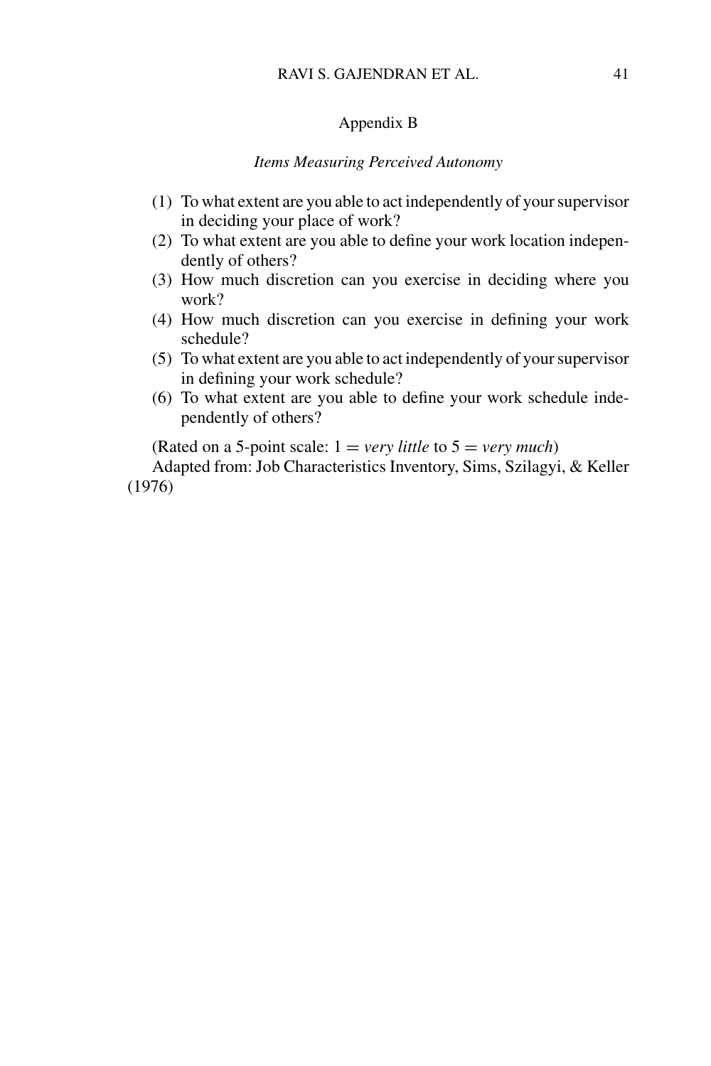## Appendix B

### *Items Measuring Perceived Autonomy*

(1) To what extent are you able to act independently of your supervisor in deciding your place of work?
(2) To what extent are you able to define your work location independently of others?
(3) How much discretion can you exercise in deciding where you work?
(4) How much discretion can you exercise in defining your work schedule?
(5) To what extent are you able to act independently of your supervisor in defining your work schedule?
(6) To what extent are you able to define your work schedule independently of others?

(Rated on a 5-point scale: 1 = *very little* to 5 = *very much*)

Adapted from: Job Characteristics Inventory, Sims, Szilagyi, & Keller (1976)